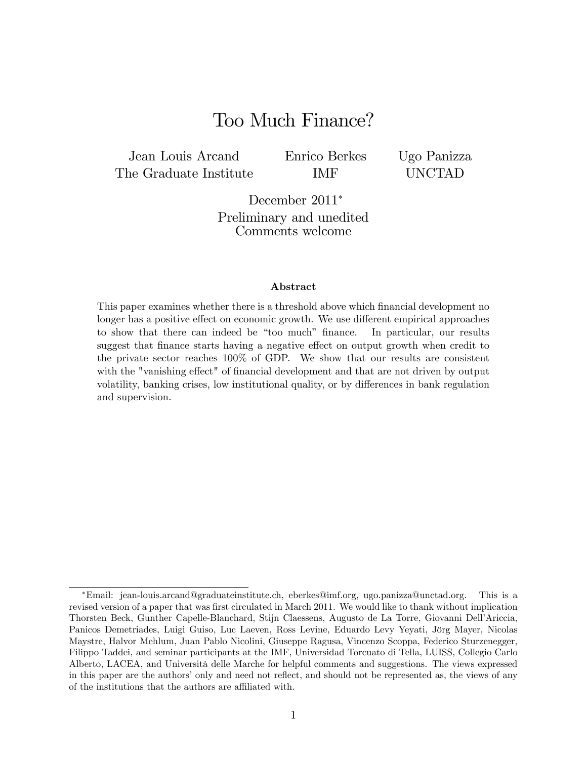# Too Much Finance?

Jean Louis Arcand
The Graduate Institute

Enrico Berkes
IMF

Ugo Panizza
UNCTAD

December 2011*

Preliminary and unedited
Comments welcome

### Abstract

This paper examines whether there is a threshold above which financial development no longer has a positive effect on economic growth. We use different empirical approaches to show that there can indeed be "too much" finance. In particular, our results suggest that finance starts having a negative effect on output growth when credit to the private sector reaches 100% of GDP. We show that our results are consistent with the "vanishing effect" of financial development and that are not driven by output volatility, banking crises, low institutional quality, or by differences in bank regulation and supervision.

---

*Email: jean-louis.arcand@graduateinstitute.ch, eberkes@imf.org, ugo.panizza@unctad.org. This is a revised version of a paper that was first circulated in March 2011. We would like to thank without implication Thorsten Beck, Gunther Capelle-Blanchard, Stijn Claessens, Augusto de La Torre, Giovanni Dell'Ariccia, Panicos Demetriades, Luigi Guiso, Luc Laeven, Ross Levine, Eduardo Levy Yeyati, Jörg Mayer, Nicolas Maystre, Halvor Mehlum, Juan Pablo Nicolini, Giuseppe Ragusa, Vincenzo Scoppa, Federico Sturzenegger, Filippo Taddei, and seminar participants at the IMF, Universidad Torcuato di Tella, LUISS, Collegio Carlo Alberto, LACEA, and Università delle Marche for helpful comments and suggestions. The views expressed in this paper are the authors' only and need not reflect, and should not be represented as, the views of any of the institutions that the authors are affiliated with.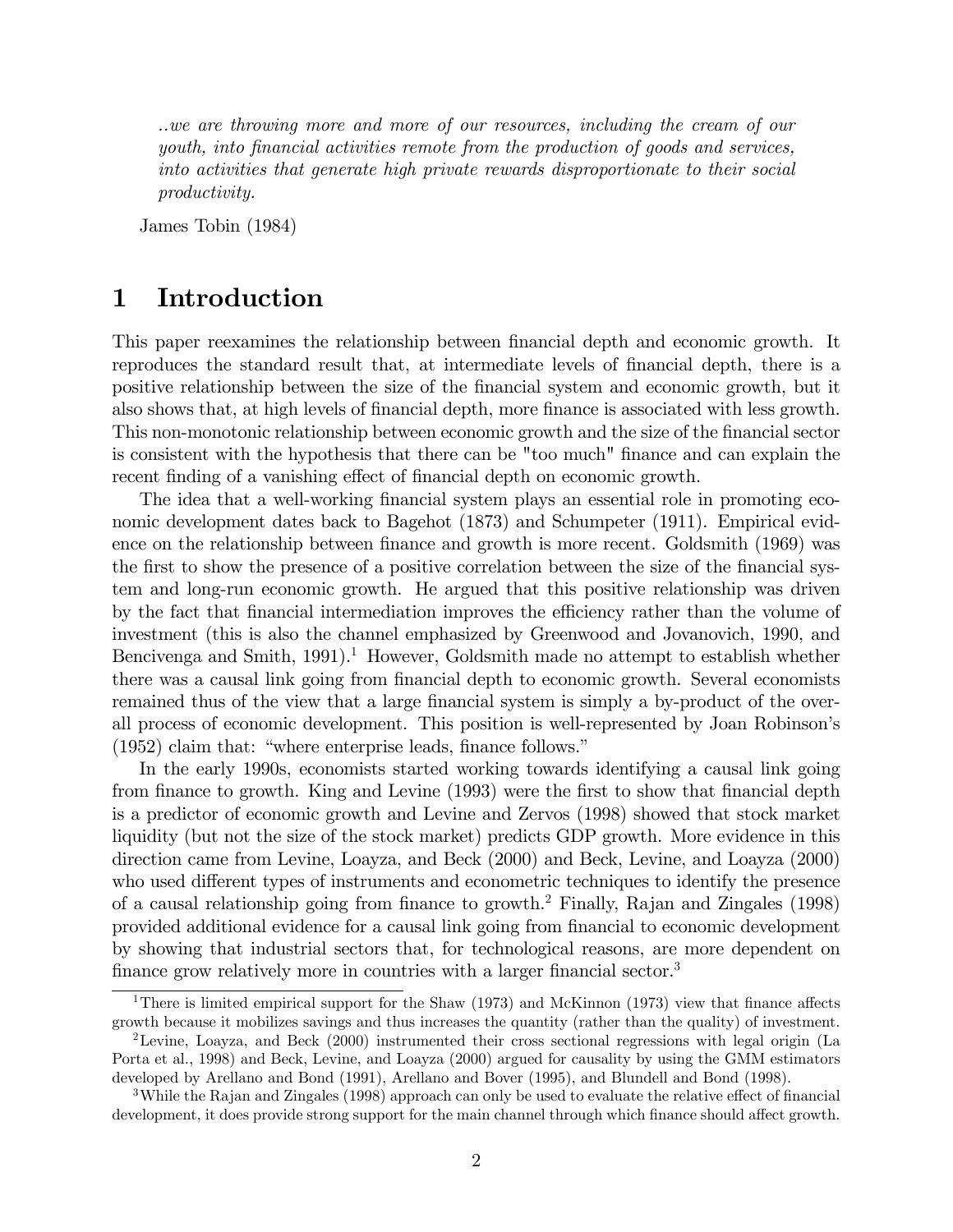*..we are throwing more and more of our resources, including the cream of our youth, into financial activities remote from the production of goods and services, into activities that generate high private rewards disproportionate to their social productivity.*

James Tobin (1984)

# 1 Introduction

This paper reexamines the relationship between financial depth and economic growth. It reproduces the standard result that, at intermediate levels of financial depth, there is a positive relationship between the size of the financial system and economic growth, but it also shows that, at high levels of financial depth, more finance is associated with less growth. This non-monotonic relationship between economic growth and the size of the financial sector is consistent with the hypothesis that there can be "too much" finance and can explain the recent finding of a vanishing effect of financial depth on economic growth.

The idea that a well-working financial system plays an essential role in promoting economic development dates back to Bagehot (1873) and Schumpeter (1911). Empirical evidence on the relationship between finance and growth is more recent. Goldsmith (1969) was the first to show the presence of a positive correlation between the size of the financial system and long-run economic growth. He argued that this positive relationship was driven by the fact that financial intermediation improves the efficiency rather than the volume of investment (this is also the channel emphasized by Greenwood and Jovanovich, 1990, and Bencivenga and Smith, 1991).[1] However, Goldsmith made no attempt to establish whether there was a causal link going from financial depth to economic growth. Several economists remained thus of the view that a large financial system is simply a by-product of the overall process of economic development. This position is well-represented by Joan Robinson's (1952) claim that: "where enterprise leads, finance follows."

In the early 1990s, economists started working towards identifying a causal link going from finance to growth. King and Levine (1993) were the first to show that financial depth is a predictor of economic growth and Levine and Zervos (1998) showed that stock market liquidity (but not the size of the stock market) predicts GDP growth. More evidence in this direction came from Levine, Loayza, and Beck (2000) and Beck, Levine, and Loayza (2000) who used different types of instruments and econometric techniques to identify the presence of a causal relationship going from finance to growth.[2] Finally, Rajan and Zingales (1998) provided additional evidence for a causal link going from financial to economic development by showing that industrial sectors that, for technological reasons, are more dependent on finance grow relatively more in countries with a larger financial sector.[3]

[1] There is limited empirical support for the Shaw (1973) and McKinnon (1973) view that finance affects growth because it mobilizes savings and thus increases the quantity (rather than the quality) of investment.

[2] Levine, Loayza, and Beck (2000) instrumented their cross sectional regressions with legal origin (La Porta et al., 1998) and Beck, Levine, and Loayza (2000) argued for causality by using the GMM estimators developed by Arellano and Bond (1991), Arellano and Bover (1995), and Blundell and Bond (1998).

[3] While the Rajan and Zingales (1998) approach can only be used to evaluate the relative effect of financial development, it does provide strong support for the main channel through which finance should affect growth.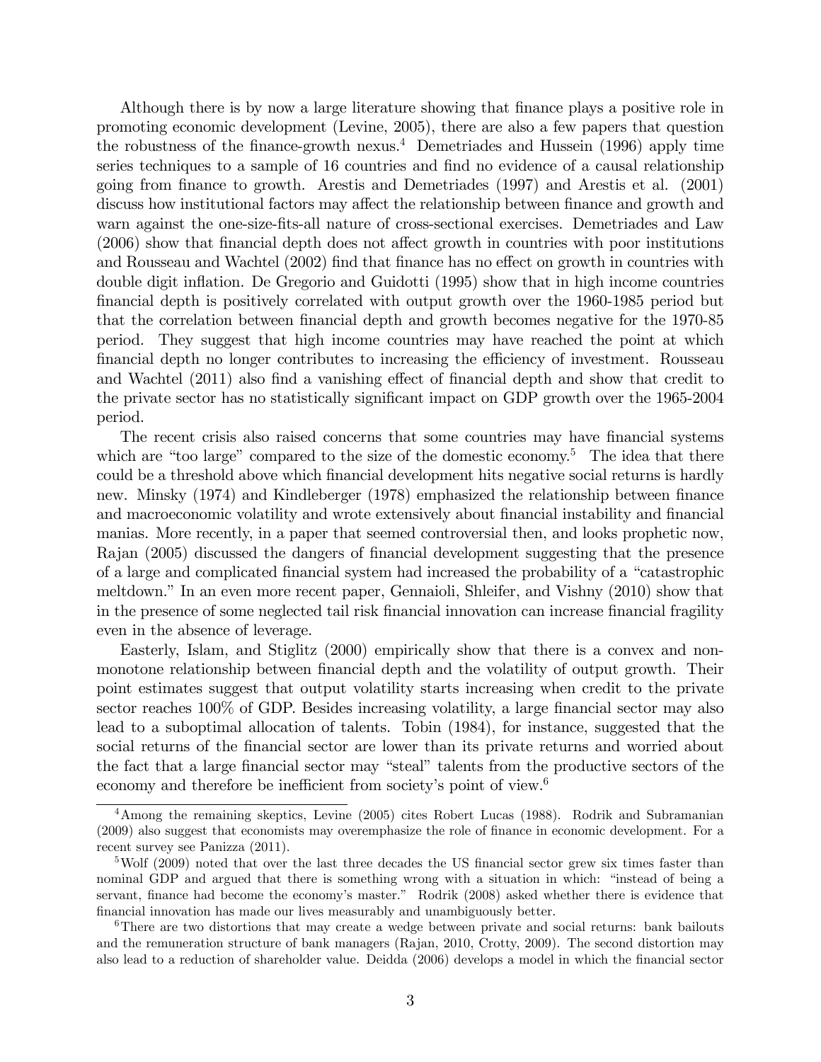Although there is by now a large literature showing that finance plays a positive role in promoting economic development (Levine, 2005), there are also a few papers that question the robustness of the finance-growth nexus.[4] Demetriades and Hussein (1996) apply time series techniques to a sample of 16 countries and find no evidence of a causal relationship going from finance to growth. Arestis and Demetriades (1997) and Arestis et al. (2001) discuss how institutional factors may affect the relationship between finance and growth and warn against the one-size-fits-all nature of cross-sectional exercises. Demetriades and Law (2006) show that financial depth does not affect growth in countries with poor institutions and Rousseau and Wachtel (2002) find that finance has no effect on growth in countries with double digit inflation. De Gregorio and Guidotti (1995) show that in high income countries financial depth is positively correlated with output growth over the 1960-1985 period but that the correlation between financial depth and growth becomes negative for the 1970-85 period. They suggest that high income countries may have reached the point at which financial depth no longer contributes to increasing the efficiency of investment. Rousseau and Wachtel (2011) also find a vanishing effect of financial depth and show that credit to the private sector has no statistically significant impact on GDP growth over the 1965-2004 period.

The recent crisis also raised concerns that some countries may have financial systems which are "too large" compared to the size of the domestic economy.[5] The idea that there could be a threshold above which financial development hits negative social returns is hardly new. Minsky (1974) and Kindleberger (1978) emphasized the relationship between finance and macroeconomic volatility and wrote extensively about financial instability and financial manias. More recently, in a paper that seemed controversial then, and looks prophetic now, Rajan (2005) discussed the dangers of financial development suggesting that the presence of a large and complicated financial system had increased the probability of a "catastrophic meltdown." In an even more recent paper, Gennaioli, Shleifer, and Vishny (2010) show that in the presence of some neglected tail risk financial innovation can increase financial fragility even in the absence of leverage.

Easterly, Islam, and Stiglitz (2000) empirically show that there is a convex and non-monotone relationship between financial depth and the volatility of output growth. Their point estimates suggest that output volatility starts increasing when credit to the private sector reaches 100% of GDP. Besides increasing volatility, a large financial sector may also lead to a suboptimal allocation of talents. Tobin (1984), for instance, suggested that the social returns of the financial sector are lower than its private returns and worried about the fact that a large financial sector may "steal" talents from the productive sectors of the economy and therefore be inefficient from society's point of view.[6]

---

[4] Among the remaining skeptics, Levine (2005) cites Robert Lucas (1988). Rodrik and Subramanian (2009) also suggest that economists may overemphasize the role of finance in economic development. For a recent survey see Panizza (2011).

[5] Wolf (2009) noted that over the last three decades the US financial sector grew six times faster than nominal GDP and argued that there is something wrong with a situation in which: "instead of being a servant, finance had become the economy's master." Rodrik (2008) asked whether there is evidence that financial innovation has made our lives measurably and unambiguously better.

[6] There are two distortions that may create a wedge between private and social returns: bank bailouts and the remuneration structure of bank managers (Rajan, 2010, Crotty, 2009). The second distortion may also lead to a reduction of shareholder value. Deidda (2006) develops a model in which the financial sector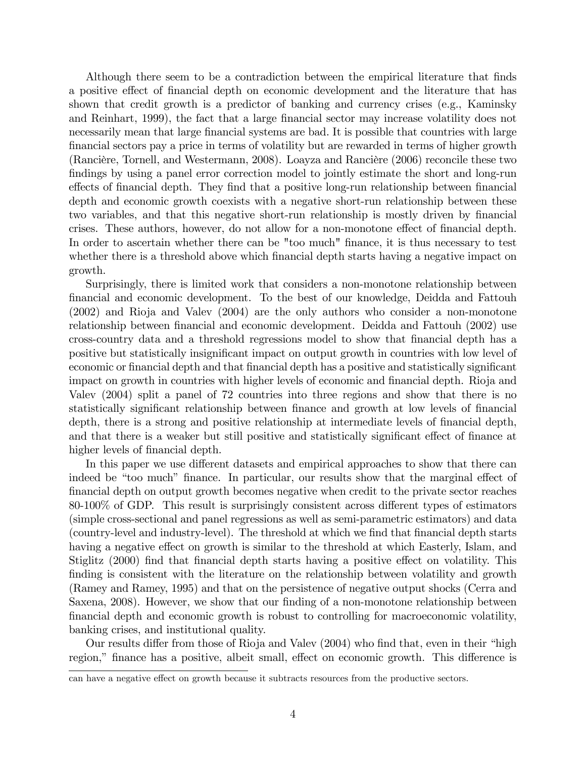Although there seem to be a contradiction between the empirical literature that finds a positive effect of financial depth on economic development and the literature that has shown that credit growth is a predictor of banking and currency crises (e.g., Kaminsky and Reinhart, 1999), the fact that a large financial sector may increase volatility does not necessarily mean that large financial systems are bad. It is possible that countries with large financial sectors pay a price in terms of volatility but are rewarded in terms of higher growth (Rancière, Tornell, and Westermann, 2008). Loayza and Rancière (2006) reconcile these two findings by using a panel error correction model to jointly estimate the short and long-run effects of financial depth. They find that a positive long-run relationship between financial depth and economic growth coexists with a negative short-run relationship between these two variables, and that this negative short-run relationship is mostly driven by financial crises. These authors, however, do not allow for a non-monotone effect of financial depth. In order to ascertain whether there can be "too much" finance, it is thus necessary to test whether there is a threshold above which financial depth starts having a negative impact on growth.

Surprisingly, there is limited work that considers a non-monotone relationship between financial and economic development. To the best of our knowledge, Deidda and Fattouh (2002) and Rioja and Valev (2004) are the only authors who consider a non-monotone relationship between financial and economic development. Deidda and Fattouh (2002) use cross-country data and a threshold regressions model to show that financial depth has a positive but statistically insignificant impact on output growth in countries with low level of economic or financial depth and that financial depth has a positive and statistically significant impact on growth in countries with higher levels of economic and financial depth. Rioja and Valev (2004) split a panel of 72 countries into three regions and show that there is no statistically significant relationship between finance and growth at low levels of financial depth, there is a strong and positive relationship at intermediate levels of financial depth, and that there is a weaker but still positive and statistically significant effect of finance at higher levels of financial depth.

In this paper we use different datasets and empirical approaches to show that there can indeed be "too much" finance. In particular, our results show that the marginal effect of financial depth on output growth becomes negative when credit to the private sector reaches 80-100% of GDP. This result is surprisingly consistent across different types of estimators (simple cross-sectional and panel regressions as well as semi-parametric estimators) and data (country-level and industry-level). The threshold at which we find that financial depth starts having a negative effect on growth is similar to the threshold at which Easterly, Islam, and Stiglitz (2000) find that financial depth starts having a positive effect on volatility. This finding is consistent with the literature on the relationship between volatility and growth (Ramey and Ramey, 1995) and that on the persistence of negative output shocks (Cerra and Saxena, 2008). However, we show that our finding of a non-monotone relationship between financial depth and economic growth is robust to controlling for macroeconomic volatility, banking crises, and institutional quality.

Our results differ from those of Rioja and Valev (2004) who find that, even in their "high region," finance has a positive, albeit small, effect on economic growth. This difference is

can have a negative effect on growth because it subtracts resources from the productive sectors.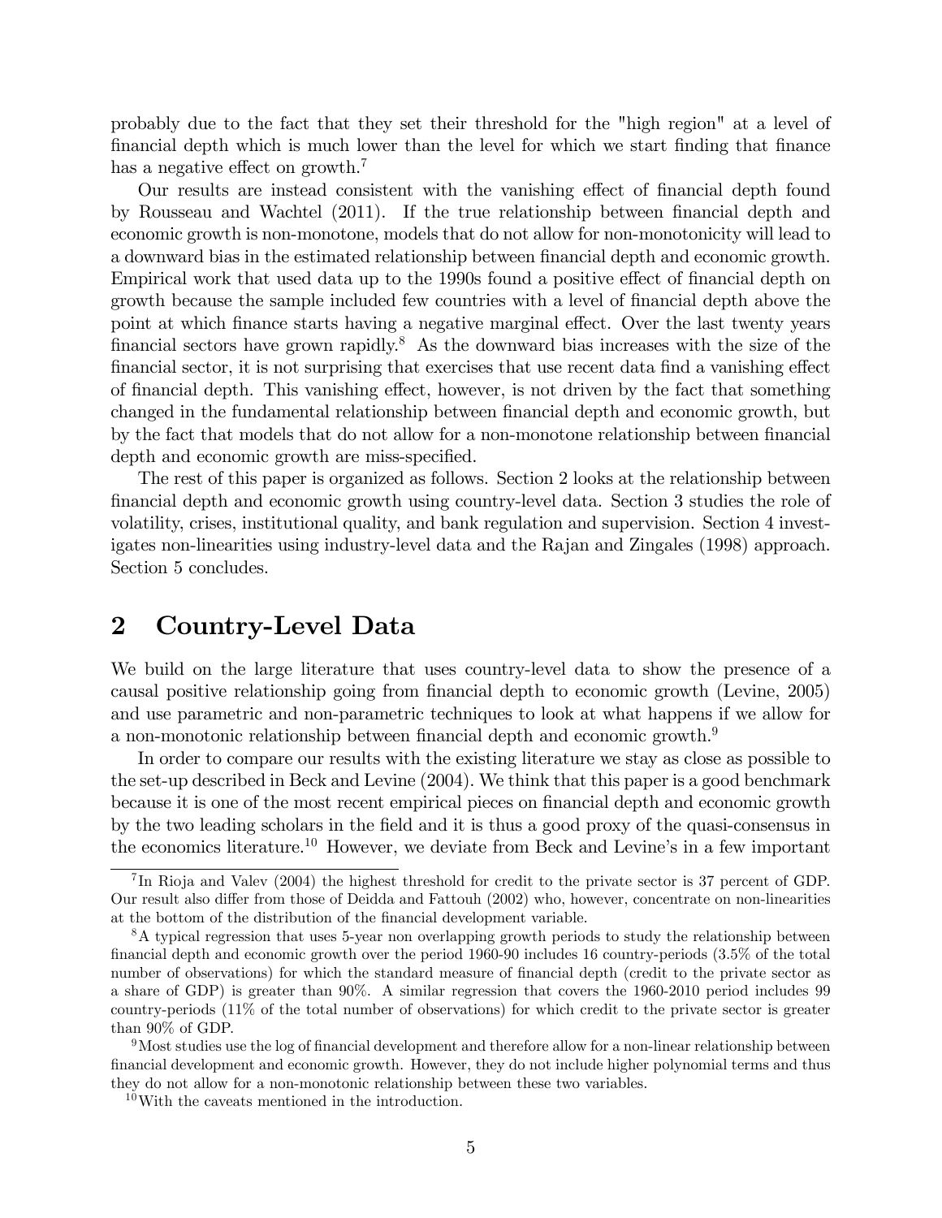probably due to the fact that they set their threshold for the "high region" at a level of financial depth which is much lower than the level for which we start finding that finance has a negative effect on growth.[7]

Our results are instead consistent with the vanishing effect of financial depth found by Rousseau and Wachtel (2011). If the true relationship between financial depth and economic growth is non-monotone, models that do not allow for non-monotonicity will lead to a downward bias in the estimated relationship between financial depth and economic growth. Empirical work that used data up to the 1990s found a positive effect of financial depth on growth because the sample included few countries with a level of financial depth above the point at which finance starts having a negative marginal effect. Over the last twenty years financial sectors have grown rapidly.[8] As the downward bias increases with the size of the financial sector, it is not surprising that exercises that use recent data find a vanishing effect of financial depth. This vanishing effect, however, is not driven by the fact that something changed in the fundamental relationship between financial depth and economic growth, but by the fact that models that do not allow for a non-monotone relationship between financial depth and economic growth are miss-specified.

The rest of this paper is organized as follows. Section 2 looks at the relationship between financial depth and economic growth using country-level data. Section 3 studies the role of volatility, crises, institutional quality, and bank regulation and supervision. Section 4 investigates non-linearities using industry-level data and the Rajan and Zingales (1998) approach. Section 5 concludes.

# 2 Country-Level Data

We build on the large literature that uses country-level data to show the presence of a causal positive relationship going from financial depth to economic growth (Levine, 2005) and use parametric and non-parametric techniques to look at what happens if we allow for a non-monotonic relationship between financial depth and economic growth.[9]

In order to compare our results with the existing literature we stay as close as possible to the set-up described in Beck and Levine (2004). We think that this paper is a good benchmark because it is one of the most recent empirical pieces on financial depth and economic growth by the two leading scholars in the field and it is thus a good proxy of the quasi-consensus in the economics literature.[10] However, we deviate from Beck and Levine's in a few important

---

[7] In Rioja and Valev (2004) the highest threshold for credit to the private sector is 37 percent of GDP. Our result also differ from those of Deidda and Fattouh (2002) who, however, concentrate on non-linearities at the bottom of the distribution of the financial development variable.

[8] A typical regression that uses 5-year non overlapping growth periods to study the relationship between financial depth and economic growth over the period 1960-90 includes 16 country-periods (3.5% of the total number of observations) for which the standard measure of financial depth (credit to the private sector as a share of GDP) is greater than 90%. A similar regression that covers the 1960-2010 period includes 99 country-periods (11% of the total number of observations) for which credit to the private sector is greater than 90% of GDP.

[9] Most studies use the log of financial development and therefore allow for a non-linear relationship between financial development and economic growth. However, they do not include higher polynomial terms and thus they do not allow for a non-monotonic relationship between these two variables.

[10] With the caveats mentioned in the introduction.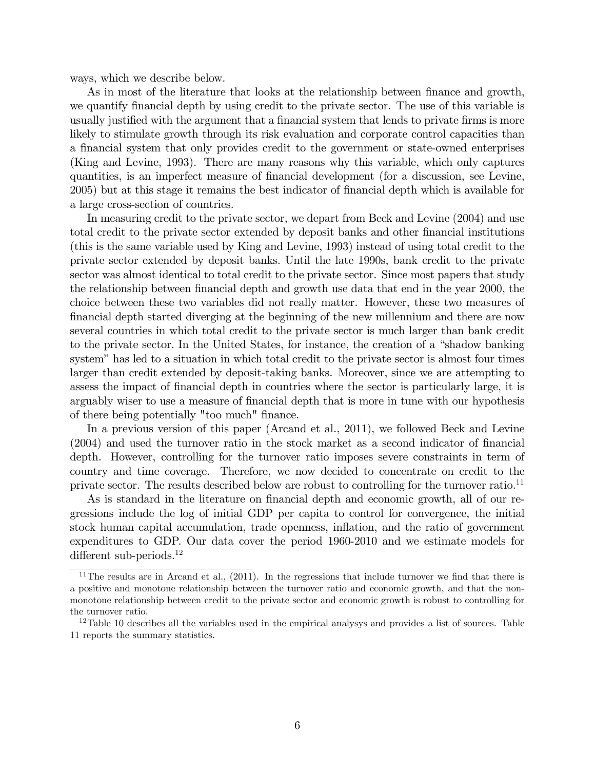ways, which we describe below.

As in most of the literature that looks at the relationship between finance and growth, we quantify financial depth by using credit to the private sector. The use of this variable is usually justified with the argument that a financial system that lends to private firms is more likely to stimulate growth through its risk evaluation and corporate control capacities than a financial system that only provides credit to the government or state-owned enterprises (King and Levine, 1993). There are many reasons why this variable, which only captures quantities, is an imperfect measure of financial development (for a discussion, see Levine, 2005) but at this stage it remains the best indicator of financial depth which is available for a large cross-section of countries.

In measuring credit to the private sector, we depart from Beck and Levine (2004) and use total credit to the private sector extended by deposit banks and other financial institutions (this is the same variable used by King and Levine, 1993) instead of using total credit to the private sector extended by deposit banks. Until the late 1990s, bank credit to the private sector was almost identical to total credit to the private sector. Since most papers that study the relationship between financial depth and growth use data that end in the year 2000, the choice between these two variables did not really matter. However, these two measures of financial depth started diverging at the beginning of the new millennium and there are now several countries in which total credit to the private sector is much larger than bank credit to the private sector. In the United States, for instance, the creation of a "shadow banking system" has led to a situation in which total credit to the private sector is almost four times larger than credit extended by deposit-taking banks. Moreover, since we are attempting to assess the impact of financial depth in countries where the sector is particularly large, it is arguably wiser to use a measure of financial depth that is more in tune with our hypothesis of there being potentially "too much" finance.

In a previous version of this paper (Arcand et al., 2011), we followed Beck and Levine (2004) and used the turnover ratio in the stock market as a second indicator of financial depth. However, controlling for the turnover ratio imposes severe constraints in term of country and time coverage. Therefore, we now decided to concentrate on credit to the private sector. The results described below are robust to controlling for the turnover ratio.[11]

As is standard in the literature on financial depth and economic growth, all of our regressions include the log of initial GDP per capita to control for convergence, the initial stock human capital accumulation, trade openness, inflation, and the ratio of government expenditures to GDP. Our data cover the period 1960-2010 and we estimate models for different sub-periods.[12]

---

[11] The results are in Arcand et al., (2011). In the regressions that include turnover we find that there is a positive and monotone relationship between the turnover ratio and economic growth, and that the non-monotone relationship between credit to the private sector and economic growth is robust to controlling for the turnover ratio.

[12] Table 10 describes all the variables used in the empirical analysys and provides a list of sources. Table 11 reports the summary statistics.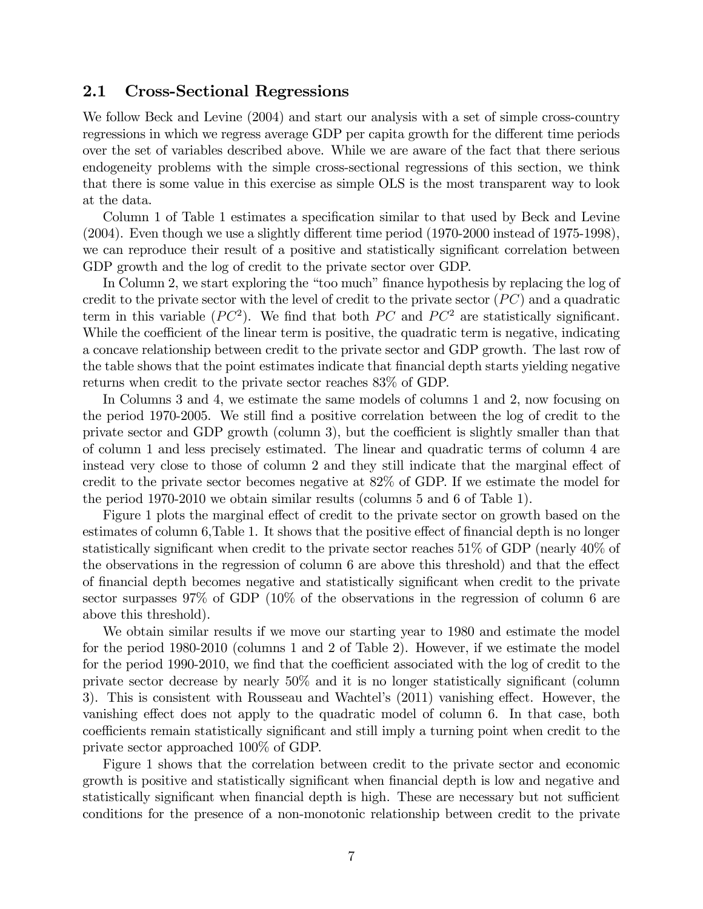## 2.1 Cross-Sectional Regressions

We follow Beck and Levine (2004) and start our analysis with a set of simple cross-country regressions in which we regress average GDP per capita growth for the different time periods over the set of variables described above. While we are aware of the fact that there serious endogeneity problems with the simple cross-sectional regressions of this section, we think that there is some value in this exercise as simple OLS is the most transparent way to look at the data.

Column 1 of Table 1 estimates a specification similar to that used by Beck and Levine (2004). Even though we use a slightly different time period (1970-2000 instead of 1975-1998), we can reproduce their result of a positive and statistically significant correlation between GDP growth and the log of credit to the private sector over GDP.

In Column 2, we start exploring the "too much" finance hypothesis by replacing the log of credit to the private sector with the level of credit to the private sector ($PC$) and a quadratic term in this variable ($PC^2$). We find that both $PC$ and $PC^2$ are statistically significant. While the coefficient of the linear term is positive, the quadratic term is negative, indicating a concave relationship between credit to the private sector and GDP growth. The last row of the table shows that the point estimates indicate that financial depth starts yielding negative returns when credit to the private sector reaches 83% of GDP.

In Columns 3 and 4, we estimate the same models of columns 1 and 2, now focusing on the period 1970-2005. We still find a positive correlation between the log of credit to the private sector and GDP growth (column 3), but the coefficient is slightly smaller than that of column 1 and less precisely estimated. The linear and quadratic terms of column 4 are instead very close to those of column 2 and they still indicate that the marginal effect of credit to the private sector becomes negative at 82% of GDP. If we estimate the model for the period 1970-2010 we obtain similar results (columns 5 and 6 of Table 1).

Figure 1 plots the marginal effect of credit to the private sector on growth based on the estimates of column 6,Table 1. It shows that the positive effect of financial depth is no longer statistically significant when credit to the private sector reaches 51% of GDP (nearly 40% of the observations in the regression of column 6 are above this threshold) and that the effect of financial depth becomes negative and statistically significant when credit to the private sector surpasses 97% of GDP (10% of the observations in the regression of column 6 are above this threshold).

We obtain similar results if we move our starting year to 1980 and estimate the model for the period 1980-2010 (columns 1 and 2 of Table 2). However, if we estimate the model for the period 1990-2010, we find that the coefficient associated with the log of credit to the private sector decrease by nearly 50% and it is no longer statistically significant (column 3). This is consistent with Rousseau and Wachtel's (2011) vanishing effect. However, the vanishing effect does not apply to the quadratic model of column 6. In that case, both coefficients remain statistically significant and still imply a turning point when credit to the private sector approached 100% of GDP.

Figure 1 shows that the correlation between credit to the private sector and economic growth is positive and statistically significant when financial depth is low and negative and statistically significant when financial depth is high. These are necessary but not sufficient conditions for the presence of a non-monotonic relationship between credit to the private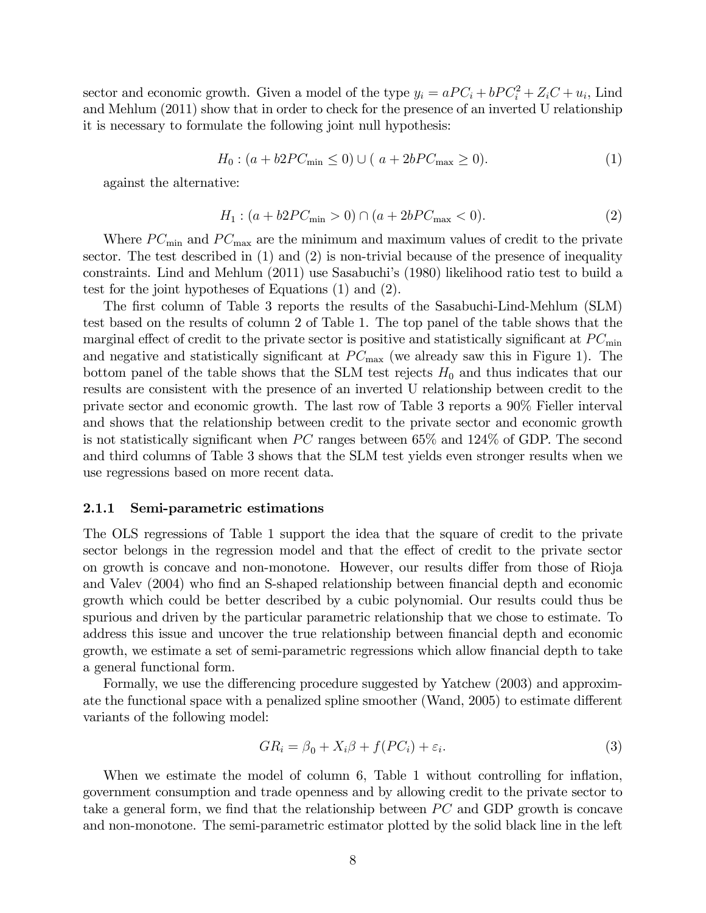sector and economic growth. Given a model of the type $y_i = aPC_i + bPC_i^2 + Z_iC + u_i$, Lind and Mehlum (2011) show that in order to check for the presence of an inverted U relationship it is necessary to formulate the following joint null hypothesis:

$$H_0 : (a + b2PC_{\min} \leq 0) \cup (\ a + 2bPC_{\max} \geq 0). \tag{1}$$

against the alternative:

$$H_1 : (a + b2PC_{\min} > 0) \cap (a + 2bPC_{\max} < 0). \tag{2}$$

Where $PC_{\min}$ and $PC_{\max}$ are the minimum and maximum values of credit to the private sector. The test described in (1) and (2) is non-trivial because of the presence of inequality constraints. Lind and Mehlum (2011) use Sasabuchi's (1980) likelihood ratio test to build a test for the joint hypotheses of Equations (1) and (2).

The first column of Table 3 reports the results of the Sasabuchi-Lind-Mehlum (SLM) test based on the results of column 2 of Table 1. The top panel of the table shows that the marginal effect of credit to the private sector is positive and statistically significant at $PC_{\min}$ and negative and statistically significant at $PC_{\max}$ (we already saw this in Figure 1). The bottom panel of the table shows that the SLM test rejects $H_0$ and thus indicates that our results are consistent with the presence of an inverted U relationship between credit to the private sector and economic growth. The last row of Table 3 reports a 90% Fieller interval and shows that the relationship between credit to the private sector and economic growth is not statistically significant when $PC$ ranges between 65% and 124% of GDP. The second and third columns of Table 3 shows that the SLM test yields even stronger results when we use regressions based on more recent data.

### 2.1.1 Semi-parametric estimations

The OLS regressions of Table 1 support the idea that the square of credit to the private sector belongs in the regression model and that the effect of credit to the private sector on growth is concave and non-monotone. However, our results differ from those of Rioja and Valev (2004) who find an S-shaped relationship between financial depth and economic growth which could be better described by a cubic polynomial. Our results could thus be spurious and driven by the particular parametric relationship that we chose to estimate. To address this issue and uncover the true relationship between financial depth and economic growth, we estimate a set of semi-parametric regressions which allow financial depth to take a general functional form.

Formally, we use the differencing procedure suggested by Yatchew (2003) and approximate the functional space with a penalized spline smoother (Wand, 2005) to estimate different variants of the following model:

$$GR_i = \beta_0 + X_i\beta + f(PC_i) + \varepsilon_i. \tag{3}$$

When we estimate the model of column 6, Table 1 without controlling for inflation, government consumption and trade openness and by allowing credit to the private sector to take a general form, we find that the relationship between $PC$ and GDP growth is concave and non-monotone. The semi-parametric estimator plotted by the solid black line in the left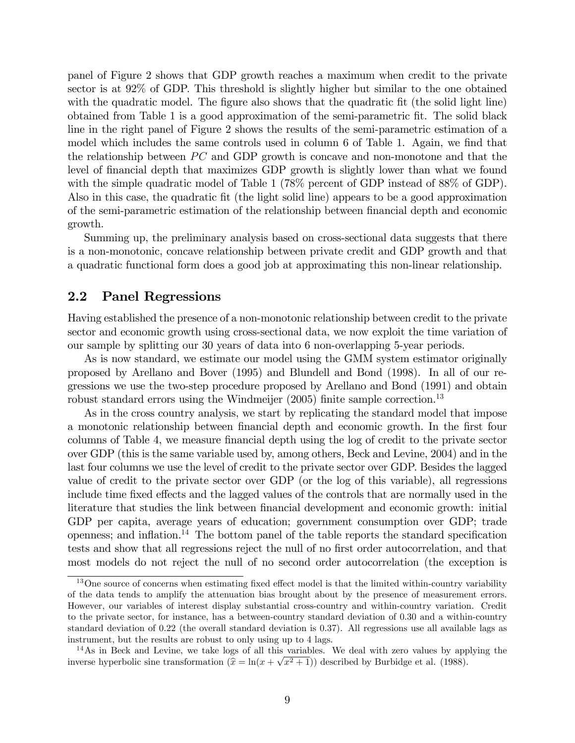panel of Figure 2 shows that GDP growth reaches a maximum when credit to the private sector is at 92% of GDP. This threshold is slightly higher but similar to the one obtained with the quadratic model. The figure also shows that the quadratic fit (the solid light line) obtained from Table 1 is a good approximation of the semi-parametric fit. The solid black line in the right panel of Figure 2 shows the results of the semi-parametric estimation of a model which includes the same controls used in column 6 of Table 1. Again, we find that the relationship between $PC$ and GDP growth is concave and non-monotone and that the level of financial depth that maximizes GDP growth is slightly lower than what we found with the simple quadratic model of Table 1 (78% percent of GDP instead of 88% of GDP). Also in this case, the quadratic fit (the light solid line) appears to be a good approximation of the semi-parametric estimation of the relationship between financial depth and economic growth.

Summing up, the preliminary analysis based on cross-sectional data suggests that there is a non-monotonic, concave relationship between private credit and GDP growth and that a quadratic functional form does a good job at approximating this non-linear relationship.

## 2.2 Panel Regressions

Having established the presence of a non-monotonic relationship between credit to the private sector and economic growth using cross-sectional data, we now exploit the time variation of our sample by splitting our 30 years of data into 6 non-overlapping 5-year periods.

As is now standard, we estimate our model using the GMM system estimator originally proposed by Arellano and Bover (1995) and Blundell and Bond (1998). In all of our regressions we use the two-step procedure proposed by Arellano and Bond (1991) and obtain robust standard errors using the Windmeijer (2005) finite sample correction.[13]

As in the cross country analysis, we start by replicating the standard model that impose a monotonic relationship between financial depth and economic growth. In the first four columns of Table 4, we measure financial depth using the log of credit to the private sector over GDP (this is the same variable used by, among others, Beck and Levine, 2004) and in the last four columns we use the level of credit to the private sector over GDP. Besides the lagged value of credit to the private sector over GDP (or the log of this variable), all regressions include time fixed effects and the lagged values of the controls that are normally used in the literature that studies the link between financial development and economic growth: initial GDP per capita, average years of education; government consumption over GDP; trade openness; and inflation.[14] The bottom panel of the table reports the standard specification tests and show that all regressions reject the null of no first order autocorrelation, and that most models do not reject the null of no second order autocorrelation (the exception is

[13] One source of concerns when estimating fixed effect model is that the limited within-country variability of the data tends to amplify the attenuation bias brought about by the presence of measurement errors. However, our variables of interest display substantial cross-country and within-country variation. Credit to the private sector, for instance, has a between-country standard deviation of 0.30 and a within-country standard deviation of 0.22 (the overall standard deviation is 0.37). All regressions use all available lags as instrument, but the results are robust to only using up to 4 lags.

[14] As in Beck and Levine, we take logs of all this variables. We deal with zero values by applying the inverse hyperbolic sine transformation ($\widehat{x} = \ln(x + \sqrt{x^2 + 1})$) described by Burbidge et al. (1988).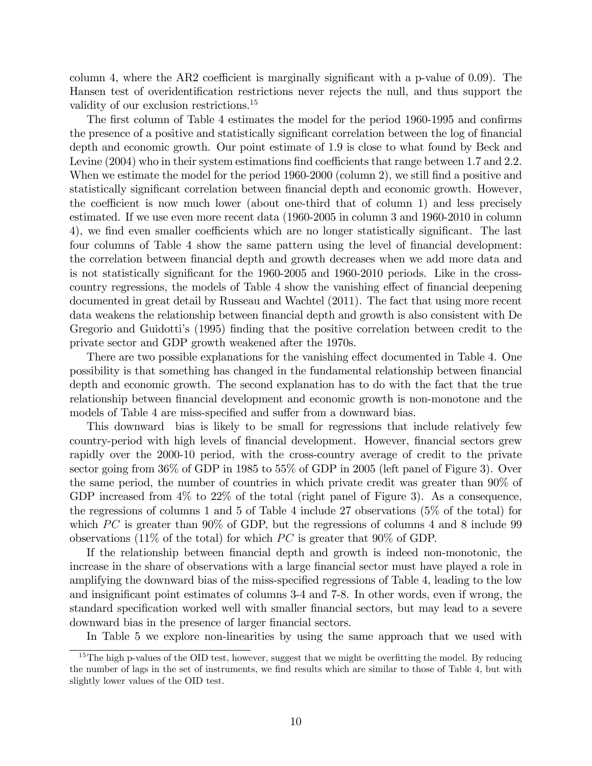column 4, where the AR2 coefficient is marginally significant with a p-value of 0.09). The Hansen test of overidentification restrictions never rejects the null, and thus support the validity of our exclusion restrictions.[15]

The first column of Table 4 estimates the model for the period 1960-1995 and confirms the presence of a positive and statistically significant correlation between the log of financial depth and economic growth. Our point estimate of 1.9 is close to what found by Beck and Levine (2004) who in their system estimations find coefficients that range between 1.7 and 2.2. When we estimate the model for the period 1960-2000 (column 2), we still find a positive and statistically significant correlation between financial depth and economic growth. However, the coefficient is now much lower (about one-third that of column 1) and less precisely estimated. If we use even more recent data (1960-2005 in column 3 and 1960-2010 in column 4), we find even smaller coefficients which are no longer statistically significant. The last four columns of Table 4 show the same pattern using the level of financial development: the correlation between financial depth and growth decreases when we add more data and is not statistically significant for the 1960-2005 and 1960-2010 periods. Like in the cross-country regressions, the models of Table 4 show the vanishing effect of financial deepening documented in great detail by Russeau and Wachtel (2011). The fact that using more recent data weakens the relationship between financial depth and growth is also consistent with De Gregorio and Guidotti's (1995) finding that the positive correlation between credit to the private sector and GDP growth weakened after the 1970s.

There are two possible explanations for the vanishing effect documented in Table 4. One possibility is that something has changed in the fundamental relationship between financial depth and economic growth. The second explanation has to do with the fact that the true relationship between financial development and economic growth is non-monotone and the models of Table 4 are miss-specified and suffer from a downward bias.

This downward bias is likely to be small for regressions that include relatively few country-period with high levels of financial development. However, financial sectors grew rapidly over the 2000-10 period, with the cross-country average of credit to the private sector going from 36% of GDP in 1985 to 55% of GDP in 2005 (left panel of Figure 3). Over the same period, the number of countries in which private credit was greater than 90% of GDP increased from 4% to 22% of the total (right panel of Figure 3). As a consequence, the regressions of columns 1 and 5 of Table 4 include 27 observations (5% of the total) for which $PC$ is greater than 90% of GDP, but the regressions of columns 4 and 8 include 99 observations (11% of the total) for which $PC$ is greater that 90% of GDP.

If the relationship between financial depth and growth is indeed non-monotonic, the increase in the share of observations with a large financial sector must have played a role in amplifying the downward bias of the miss-specified regressions of Table 4, leading to the low and insignificant point estimates of columns 3-4 and 7-8. In other words, even if wrong, the standard specification worked well with smaller financial sectors, but may lead to a severe downward bias in the presence of larger financial sectors.

In Table 5 we explore non-linearities by using the same approach that we used with

[15] The high p-values of the OID test, however, suggest that we might be overfitting the model. By reducing the number of lags in the set of instruments, we find results which are similar to those of Table 4, but with slightly lower values of the OID test.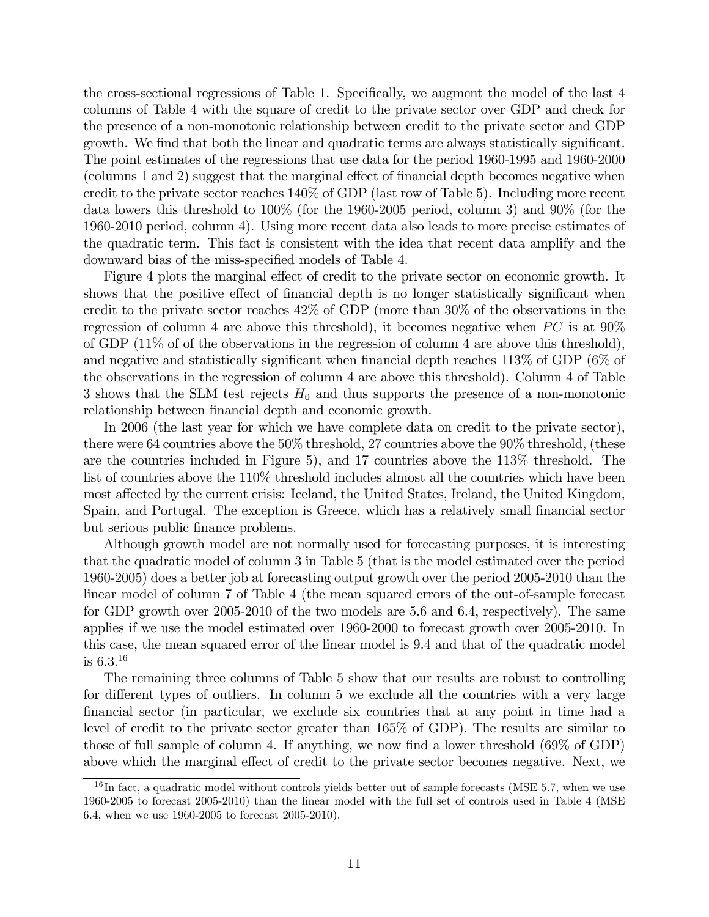the cross-sectional regressions of Table 1. Specifically, we augment the model of the last 4 columns of Table 4 with the square of credit to the private sector over GDP and check for the presence of a non-monotonic relationship between credit to the private sector and GDP growth. We find that both the linear and quadratic terms are always statistically significant. The point estimates of the regressions that use data for the period 1960-1995 and 1960-2000 (columns 1 and 2) suggest that the marginal effect of financial depth becomes negative when credit to the private sector reaches 140% of GDP (last row of Table 5). Including more recent data lowers this threshold to 100% (for the 1960-2005 period, column 3) and 90% (for the 1960-2010 period, column 4). Using more recent data also leads to more precise estimates of the quadratic term. This fact is consistent with the idea that recent data amplify and the downward bias of the miss-specified models of Table 4.

Figure 4 plots the marginal effect of credit to the private sector on economic growth. It shows that the positive effect of financial depth is no longer statistically significant when credit to the private sector reaches 42% of GDP (more than 30% of the observations in the regression of column 4 are above this threshold), it becomes negative when $PC$ is at 90% of GDP (11% of of the observations in the regression of column 4 are above this threshold), and negative and statistically significant when financial depth reaches 113% of GDP (6% of the observations in the regression of column 4 are above this threshold). Column 4 of Table 3 shows that the SLM test rejects $H_0$ and thus supports the presence of a non-monotonic relationship between financial depth and economic growth.

In 2006 (the last year for which we have complete data on credit to the private sector), there were 64 countries above the 50% threshold, 27 countries above the 90% threshold, (these are the countries included in Figure 5), and 17 countries above the 113% threshold. The list of countries above the 110% threshold includes almost all the countries which have been most affected by the current crisis: Iceland, the United States, Ireland, the United Kingdom, Spain, and Portugal. The exception is Greece, which has a relatively small financial sector but serious public finance problems.

Although growth model are not normally used for forecasting purposes, it is interesting that the quadratic model of column 3 in Table 5 (that is the model estimated over the period 1960-2005) does a better job at forecasting output growth over the period 2005-2010 than the linear model of column 7 of Table 4 (the mean squared errors of the out-of-sample forecast for GDP growth over 2005-2010 of the two models are 5.6 and 6.4, respectively). The same applies if we use the model estimated over 1960-2000 to forecast growth over 2005-2010. In this case, the mean squared error of the linear model is 9.4 and that of the quadratic model is 6.3.[16]

The remaining three columns of Table 5 show that our results are robust to controlling for different types of outliers. In column 5 we exclude all the countries with a very large financial sector (in particular, we exclude six countries that at any point in time had a level of credit to the private sector greater than 165% of GDP). The results are similar to those of full sample of column 4. If anything, we now find a lower threshold (69% of GDP) above which the marginal effect of credit to the private sector becomes negative. Next, we

[16] In fact, a quadratic model without controls yields better out of sample forecasts (MSE 5.7, when we use 1960-2005 to forecast 2005-2010) than the linear model with the full set of controls used in Table 4 (MSE 6.4, when we use 1960-2005 to forecast 2005-2010).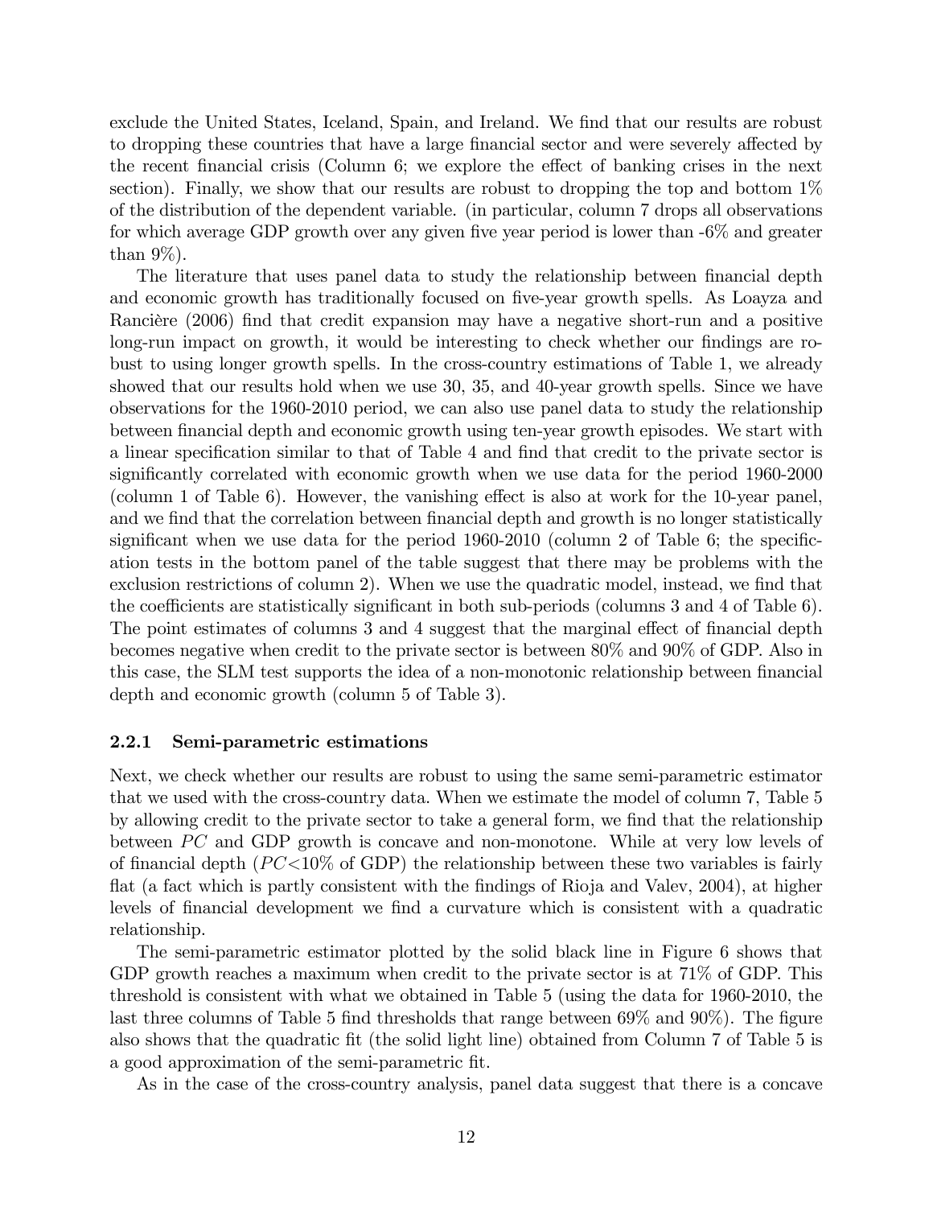exclude the United States, Iceland, Spain, and Ireland. We find that our results are robust to dropping these countries that have a large financial sector and were severely affected by the recent financial crisis (Column 6; we explore the effect of banking crises in the next section). Finally, we show that our results are robust to dropping the top and bottom 1% of the distribution of the dependent variable. (in particular, column 7 drops all observations for which average GDP growth over any given five year period is lower than -6% and greater than 9%).

The literature that uses panel data to study the relationship between financial depth and economic growth has traditionally focused on five-year growth spells. As Loayza and Rancière (2006) find that credit expansion may have a negative short-run and a positive long-run impact on growth, it would be interesting to check whether our findings are robust to using longer growth spells. In the cross-country estimations of Table 1, we already showed that our results hold when we use 30, 35, and 40-year growth spells. Since we have observations for the 1960-2010 period, we can also use panel data to study the relationship between financial depth and economic growth using ten-year growth episodes. We start with a linear specification similar to that of Table 4 and find that credit to the private sector is significantly correlated with economic growth when we use data for the period 1960-2000 (column 1 of Table 6). However, the vanishing effect is also at work for the 10-year panel, and we find that the correlation between financial depth and growth is no longer statistically significant when we use data for the period 1960-2010 (column 2 of Table 6; the specification tests in the bottom panel of the table suggest that there may be problems with the exclusion restrictions of column 2). When we use the quadratic model, instead, we find that the coefficients are statistically significant in both sub-periods (columns 3 and 4 of Table 6). The point estimates of columns 3 and 4 suggest that the marginal effect of financial depth becomes negative when credit to the private sector is between 80% and 90% of GDP. Also in this case, the SLM test supports the idea of a non-monotonic relationship between financial depth and economic growth (column 5 of Table 3).

### 2.2.1 Semi-parametric estimations

Next, we check whether our results are robust to using the same semi-parametric estimator that we used with the cross-country data. When we estimate the model of column 7, Table 5 by allowing credit to the private sector to take a general form, we find that the relationship between $PC$ and GDP growth is concave and non-monotone. While at very low levels of of financial depth ($PC$<10% of GDP) the relationship between these two variables is fairly flat (a fact which is partly consistent with the findings of Rioja and Valev, 2004), at higher levels of financial development we find a curvature which is consistent with a quadratic relationship.

The semi-parametric estimator plotted by the solid black line in Figure 6 shows that GDP growth reaches a maximum when credit to the private sector is at 71% of GDP. This threshold is consistent with what we obtained in Table 5 (using the data for 1960-2010, the last three columns of Table 5 find thresholds that range between 69% and 90%). The figure also shows that the quadratic fit (the solid light line) obtained from Column 7 of Table 5 is a good approximation of the semi-parametric fit.

As in the case of the cross-country analysis, panel data suggest that there is a concave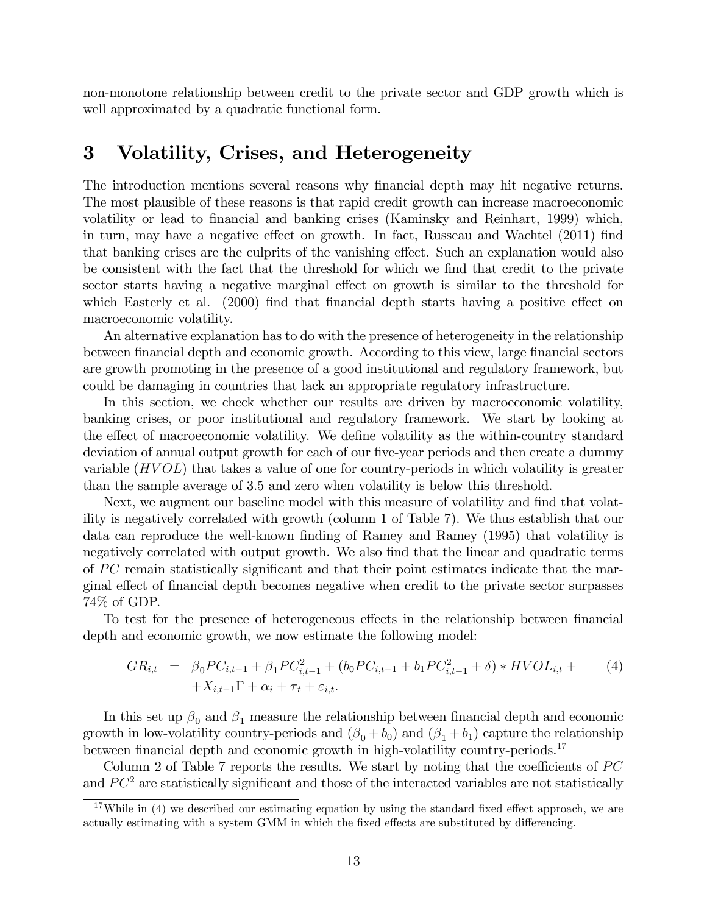non-monotone relationship between credit to the private sector and GDP growth which is well approximated by a quadratic functional form.

## 3 Volatility, Crises, and Heterogeneity

The introduction mentions several reasons why financial depth may hit negative returns. The most plausible of these reasons is that rapid credit growth can increase macroeconomic volatility or lead to financial and banking crises (Kaminsky and Reinhart, 1999) which, in turn, may have a negative effect on growth. In fact, Russeau and Wachtel (2011) find that banking crises are the culprits of the vanishing effect. Such an explanation would also be consistent with the fact that the threshold for which we find that credit to the private sector starts having a negative marginal effect on growth is similar to the threshold for which Easterly et al. (2000) find that financial depth starts having a positive effect on macroeconomic volatility.

An alternative explanation has to do with the presence of heterogeneity in the relationship between financial depth and economic growth. According to this view, large financial sectors are growth promoting in the presence of a good institutional and regulatory framework, but could be damaging in countries that lack an appropriate regulatory infrastructure.

In this section, we check whether our results are driven by macroeconomic volatility, banking crises, or poor institutional and regulatory framework. We start by looking at the effect of macroeconomic volatility. We define volatility as the within-country standard deviation of annual output growth for each of our five-year periods and then create a dummy variable ($HVOL$) that takes a value of one for country-periods in which volatility is greater than the sample average of 3.5 and zero when volatility is below this threshold.

Next, we augment our baseline model with this measure of volatility and find that volatility is negatively correlated with growth (column 1 of Table 7). We thus establish that our data can reproduce the well-known finding of Ramey and Ramey (1995) that volatility is negatively correlated with output growth. We also find that the linear and quadratic terms of $PC$ remain statistically significant and that their point estimates indicate that the marginal effect of financial depth becomes negative when credit to the private sector surpasses 74% of GDP.

To test for the presence of heterogeneous effects in the relationship between financial depth and economic growth, we now estimate the following model:

$$
\begin{aligned}
GR_{i,t} \;&=\; \beta_0 PC_{i,t-1} + \beta_1 PC^2_{i,t-1} + (b_0 PC_{i,t-1} + b_1 PC^2_{i,t-1} + \delta) * HVOL_{i,t} + \\
&\quad + X_{i,t-1}\Gamma + \alpha_i + \tau_t + \varepsilon_{i,t}.
\end{aligned} \tag{4}
$$

In this set up $\beta_0$ and $\beta_1$ measure the relationship between financial depth and economic growth in low-volatility country-periods and $(\beta_0 + b_0)$ and $(\beta_1 + b_1)$ capture the relationship between financial depth and economic growth in high-volatility country-periods.[17]

Column 2 of Table 7 reports the results. We start by noting that the coefficients of $PC$ and $PC^2$ are statistically significant and those of the interacted variables are not statistically

[17] While in (4) we described our estimating equation by using the standard fixed effect approach, we are actually estimating with a system GMM in which the fixed effects are substituted by differencing.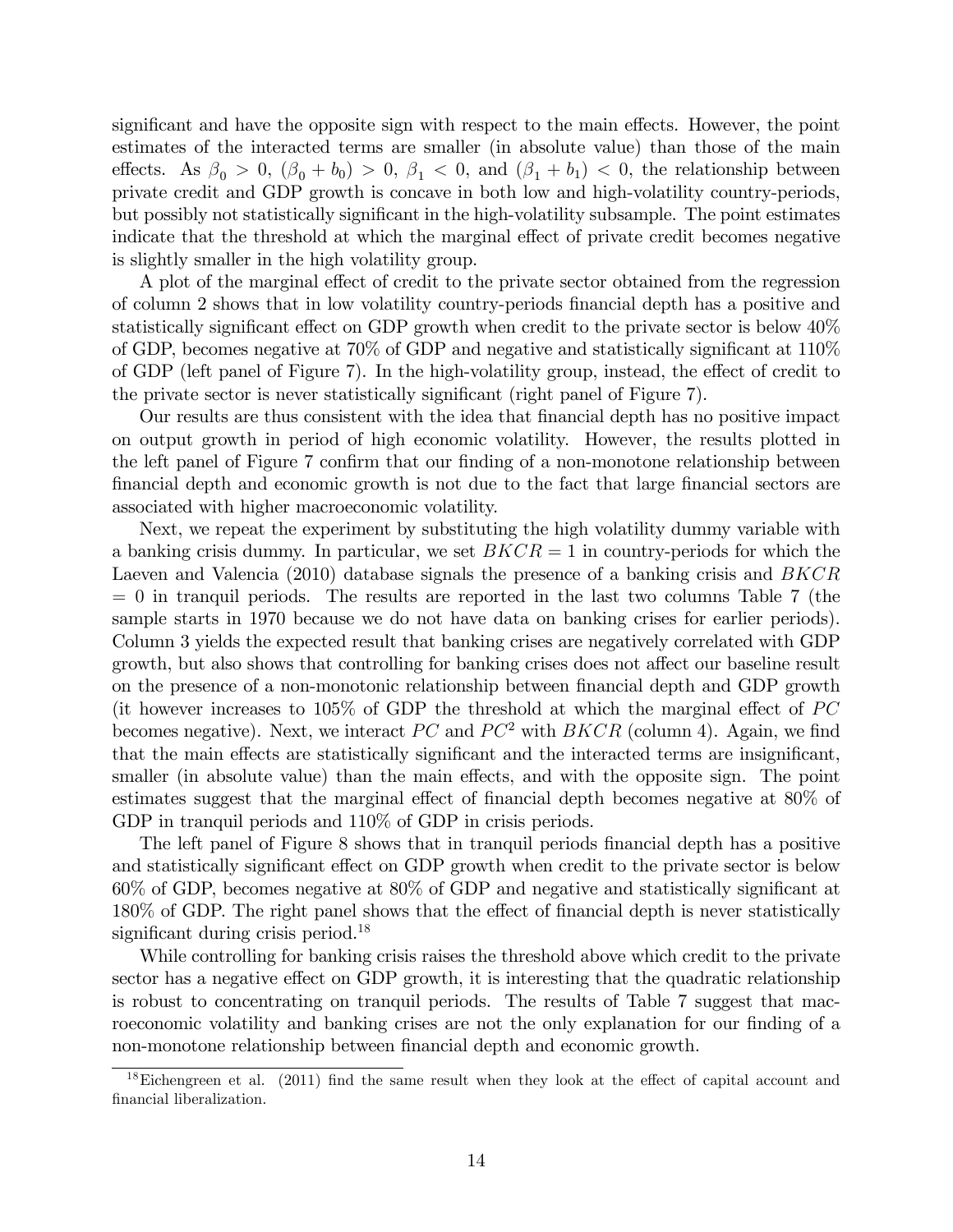significant and have the opposite sign with respect to the main effects. However, the point estimates of the interacted terms are smaller (in absolute value) than those of the main effects. As $\beta_0 > 0$, $(\beta_0 + b_0) > 0$, $\beta_1 < 0$, and $(\beta_1 + b_1) < 0$, the relationship between private credit and GDP growth is concave in both low and high-volatility country-periods, but possibly not statistically significant in the high-volatility subsample. The point estimates indicate that the threshold at which the marginal effect of private credit becomes negative is slightly smaller in the high volatility group.

A plot of the marginal effect of credit to the private sector obtained from the regression of column 2 shows that in low volatility country-periods financial depth has a positive and statistically significant effect on GDP growth when credit to the private sector is below 40% of GDP, becomes negative at 70% of GDP and negative and statistically significant at 110% of GDP (left panel of Figure 7). In the high-volatility group, instead, the effect of credit to the private sector is never statistically significant (right panel of Figure 7).

Our results are thus consistent with the idea that financial depth has no positive impact on output growth in period of high economic volatility. However, the results plotted in the left panel of Figure 7 confirm that our finding of a non-monotone relationship between financial depth and economic growth is not due to the fact that large financial sectors are associated with higher macroeconomic volatility.

Next, we repeat the experiment by substituting the high volatility dummy variable with a banking crisis dummy. In particular, we set $BKCR = 1$ in country-periods for which the Laeven and Valencia (2010) database signals the presence of a banking crisis and $BKCR = 0$ in tranquil periods. The results are reported in the last two columns Table 7 (the sample starts in 1970 because we do not have data on banking crises for earlier periods). Column 3 yields the expected result that banking crises are negatively correlated with GDP growth, but also shows that controlling for banking crises does not affect our baseline result on the presence of a non-monotonic relationship between financial depth and GDP growth (it however increases to 105% of GDP the threshold at which the marginal effect of $PC$ becomes negative). Next, we interact $PC$ and $PC^2$ with $BKCR$ (column 4). Again, we find that the main effects are statistically significant and the interacted terms are insignificant, smaller (in absolute value) than the main effects, and with the opposite sign. The point estimates suggest that the marginal effect of financial depth becomes negative at 80% of GDP in tranquil periods and 110% of GDP in crisis periods.

The left panel of Figure 8 shows that in tranquil periods financial depth has a positive and statistically significant effect on GDP growth when credit to the private sector is below 60% of GDP, becomes negative at 80% of GDP and negative and statistically significant at 180% of GDP. The right panel shows that the effect of financial depth is never statistically significant during crisis period.[18]

While controlling for banking crisis raises the threshold above which credit to the private sector has a negative effect on GDP growth, it is interesting that the quadratic relationship is robust to concentrating on tranquil periods. The results of Table 7 suggest that macroeconomic volatility and banking crises are not the only explanation for our finding of a non-monotone relationship between financial depth and economic growth.

[18] Eichengreen et al. (2011) find the same result when they look at the effect of capital account and financial liberalization.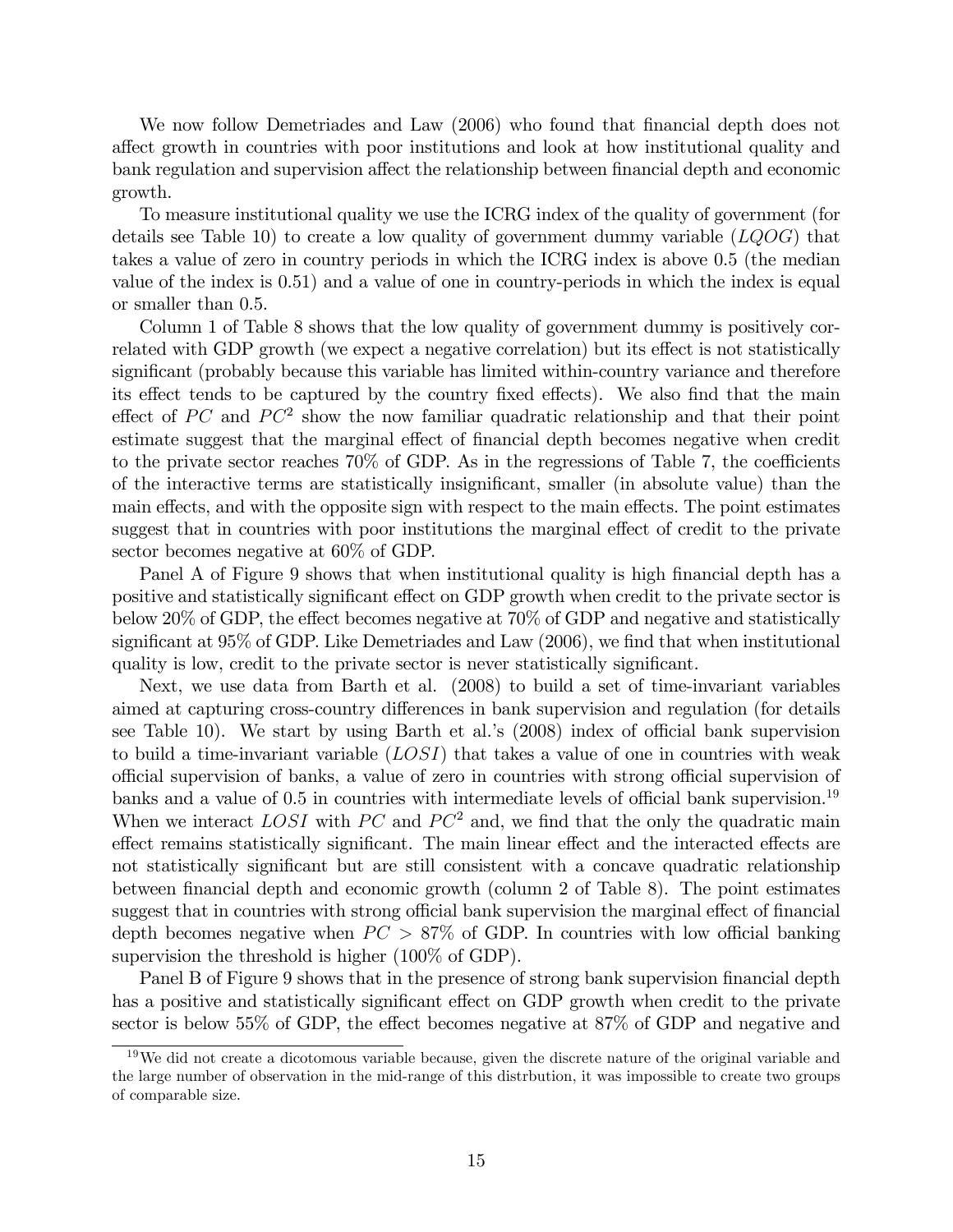We now follow Demetriades and Law (2006) who found that financial depth does not affect growth in countries with poor institutions and look at how institutional quality and bank regulation and supervision affect the relationship between financial depth and economic growth.

To measure institutional quality we use the ICRG index of the quality of government (for details see Table 10) to create a low quality of government dummy variable ($LQOG$) that takes a value of zero in country periods in which the ICRG index is above 0.5 (the median value of the index is 0.51) and a value of one in country-periods in which the index is equal or smaller than 0.5.

Column 1 of Table 8 shows that the low quality of government dummy is positively correlated with GDP growth (we expect a negative correlation) but its effect is not statistically significant (probably because this variable has limited within-country variance and therefore its effect tends to be captured by the country fixed effects). We also find that the main effect of $PC$ and $PC^2$ show the now familiar quadratic relationship and that their point estimate suggest that the marginal effect of financial depth becomes negative when credit to the private sector reaches 70% of GDP. As in the regressions of Table 7, the coefficients of the interactive terms are statistically insignificant, smaller (in absolute value) than the main effects, and with the opposite sign with respect to the main effects. The point estimates suggest that in countries with poor institutions the marginal effect of credit to the private sector becomes negative at 60% of GDP.

Panel A of Figure 9 shows that when institutional quality is high financial depth has a positive and statistically significant effect on GDP growth when credit to the private sector is below 20% of GDP, the effect becomes negative at 70% of GDP and negative and statistically significant at 95% of GDP. Like Demetriades and Law (2006), we find that when institutional quality is low, credit to the private sector is never statistically significant.

Next, we use data from Barth et al. (2008) to build a set of time-invariant variables aimed at capturing cross-country differences in bank supervision and regulation (for details see Table 10). We start by using Barth et al.'s (2008) index of official bank supervision to build a time-invariant variable ($LOSI$) that takes a value of one in countries with weak official supervision of banks, a value of zero in countries with strong official supervision of banks and a value of 0.5 in countries with intermediate levels of official bank supervision.[19] When we interact $LOSI$ with $PC$ and $PC^2$ and, we find that the only the quadratic main effect remains statistically significant. The main linear effect and the interacted effects are not statistically significant but are still consistent with a concave quadratic relationship between financial depth and economic growth (column 2 of Table 8). The point estimates suggest that in countries with strong official bank supervision the marginal effect of financial depth becomes negative when $PC > 87\%$ of GDP. In countries with low official banking supervision the threshold is higher (100% of GDP).

Panel B of Figure 9 shows that in the presence of strong bank supervision financial depth has a positive and statistically significant effect on GDP growth when credit to the private sector is below 55% of GDP, the effect becomes negative at 87% of GDP and negative and

[19] We did not create a dicotomous variable because, given the discrete nature of the original variable and the large number of observation in the mid-range of this distrbution, it was impossible to create two groups of comparable size.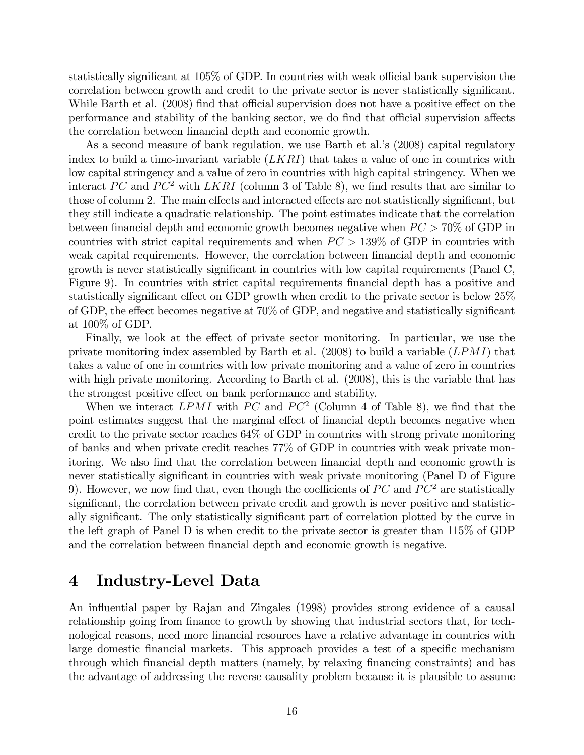statistically significant at 105% of GDP. In countries with weak official bank supervision the correlation between growth and credit to the private sector is never statistically significant. While Barth et al. (2008) find that official supervision does not have a positive effect on the performance and stability of the banking sector, we do find that official supervision affects the correlation between financial depth and economic growth.

As a second measure of bank regulation, we use Barth et al.'s (2008) capital regulatory index to build a time-invariant variable ($LKRI$) that takes a value of one in countries with low capital stringency and a value of zero in countries with high capital stringency. When we interact $PC$ and $PC^2$ with $LKRI$ (column 3 of Table 8), we find results that are similar to those of column 2. The main effects and interacted effects are not statistically significant, but they still indicate a quadratic relationship. The point estimates indicate that the correlation between financial depth and economic growth becomes negative when $PC > 70\%$ of GDP in countries with strict capital requirements and when $PC > 139\%$ of GDP in countries with weak capital requirements. However, the correlation between financial depth and economic growth is never statistically significant in countries with low capital requirements (Panel C, Figure 9). In countries with strict capital requirements financial depth has a positive and statistically significant effect on GDP growth when credit to the private sector is below 25% of GDP, the effect becomes negative at 70% of GDP, and negative and statistically significant at 100% of GDP.

Finally, we look at the effect of private sector monitoring. In particular, we use the private monitoring index assembled by Barth et al. (2008) to build a variable ($LPMI$) that takes a value of one in countries with low private monitoring and a value of zero in countries with high private monitoring. According to Barth et al. (2008), this is the variable that has the strongest positive effect on bank performance and stability.

When we interact $LPMI$ with $PC$ and $PC^2$ (Column 4 of Table 8), we find that the point estimates suggest that the marginal effect of financial depth becomes negative when credit to the private sector reaches 64% of GDP in countries with strong private monitoring of banks and when private credit reaches 77% of GDP in countries with weak private monitoring. We also find that the correlation between financial depth and economic growth is never statistically significant in countries with weak private monitoring (Panel D of Figure 9). However, we now find that, even though the coefficients of $PC$ and $PC^2$ are statistically significant, the correlation between private credit and growth is never positive and statistically significant. The only statistically significant part of correlation plotted by the curve in the left graph of Panel D is when credit to the private sector is greater than 115% of GDP and the correlation between financial depth and economic growth is negative.

# 4 Industry-Level Data

An influential paper by Rajan and Zingales (1998) provides strong evidence of a causal relationship going from finance to growth by showing that industrial sectors that, for technological reasons, need more financial resources have a relative advantage in countries with large domestic financial markets. This approach provides a test of a specific mechanism through which financial depth matters (namely, by relaxing financing constraints) and has the advantage of addressing the reverse causality problem because it is plausible to assume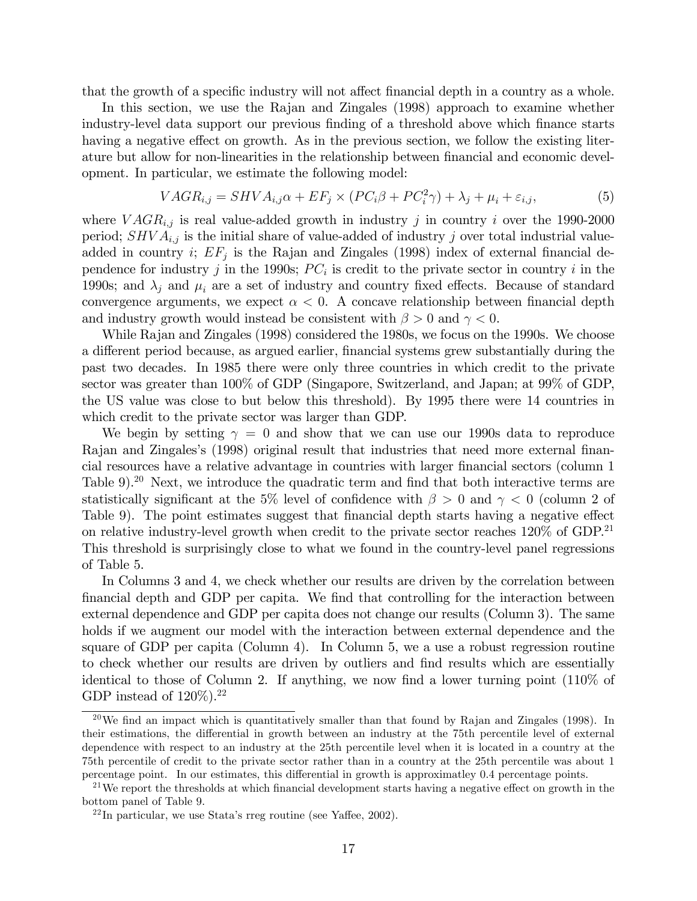that the growth of a specific industry will not affect financial depth in a country as a whole.

In this section, we use the Rajan and Zingales (1998) approach to examine whether industry-level data support our previous finding of a threshold above which finance starts having a negative effect on growth. As in the previous section, we follow the existing literature but allow for non-linearities in the relationship between financial and economic development. In particular, we estimate the following model:

$$VAGR_{i,j} = SHVA_{i,j}\alpha + EF_j \times (PC_i\beta + PC_i^2\gamma) + \lambda_j + \mu_i + \varepsilon_{i,j}, \tag{5}$$

where $VAGR_{i,j}$ is real value-added growth in industry $j$ in country $i$ over the 1990-2000 period; $SHVA_{i,j}$ is the initial share of value-added of industry $j$ over total industrial value-added in country $i$; $EF_j$ is the Rajan and Zingales (1998) index of external financial dependence for industry $j$ in the 1990s; $PC_i$ is credit to the private sector in country $i$ in the 1990s; and $\lambda_j$ and $\mu_i$ are a set of industry and country fixed effects. Because of standard convergence arguments, we expect $\alpha < 0$. A concave relationship between financial depth and industry growth would instead be consistent with $\beta > 0$ and $\gamma < 0$.

While Rajan and Zingales (1998) considered the 1980s, we focus on the 1990s. We choose a different period because, as argued earlier, financial systems grew substantially during the past two decades. In 1985 there were only three countries in which credit to the private sector was greater than 100% of GDP (Singapore, Switzerland, and Japan; at 99% of GDP, the US value was close to but below this threshold). By 1995 there were 14 countries in which credit to the private sector was larger than GDP.

We begin by setting $\gamma = 0$ and show that we can use our 1990s data to reproduce Rajan and Zingales's (1998) original result that industries that need more external financial resources have a relative advantage in countries with larger financial sectors (column 1 Table 9).[20] Next, we introduce the quadratic term and find that both interactive terms are statistically significant at the 5% level of confidence with $\beta > 0$ and $\gamma < 0$ (column 2 of Table 9). The point estimates suggest that financial depth starts having a negative effect on relative industry-level growth when credit to the private sector reaches 120% of GDP.[21] This threshold is surprisingly close to what we found in the country-level panel regressions of Table 5.

In Columns 3 and 4, we check whether our results are driven by the correlation between financial depth and GDP per capita. We find that controlling for the interaction between external dependence and GDP per capita does not change our results (Column 3). The same holds if we augment our model with the interaction between external dependence and the square of GDP per capita (Column 4). In Column 5, we a use a robust regression routine to check whether our results are driven by outliers and find results which are essentially identical to those of Column 2. If anything, we now find a lower turning point (110% of GDP instead of 120%).[22]

---

[20] We find an impact which is quantitatively smaller than that found by Rajan and Zingales (1998). In their estimations, the differential in growth between an industry at the 75th percentile level of external dependence with respect to an industry at the 25th percentile level when it is located in a country at the 75th percentile of credit to the private sector rather than in a country at the 25th percentile was about 1 percentage point. In our estimates, this differential in growth is approximatley 0.4 percentage points.

[21] We report the thresholds at which financial development starts having a negative effect on growth in the bottom panel of Table 9.

[22] In particular, we use Stata's rreg routine (see Yaffee, 2002).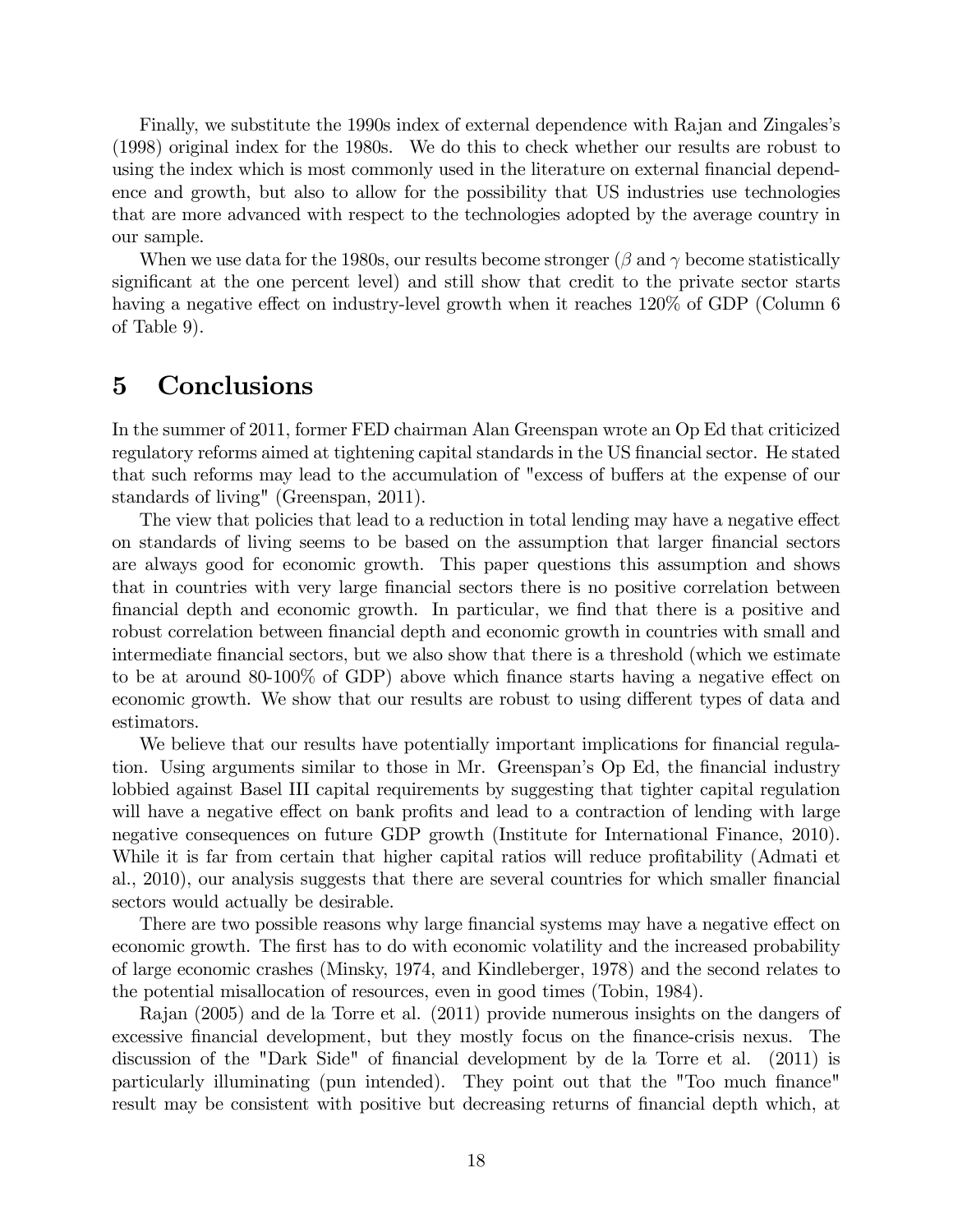Finally, we substitute the 1990s index of external dependence with Rajan and Zingales's (1998) original index for the 1980s. We do this to check whether our results are robust to using the index which is most commonly used in the literature on external financial dependence and growth, but also to allow for the possibility that US industries use technologies that are more advanced with respect to the technologies adopted by the average country in our sample.

When we use data for the 1980s, our results become stronger ($\beta$ and $\gamma$ become statistically significant at the one percent level) and still show that credit to the private sector starts having a negative effect on industry-level growth when it reaches 120% of GDP (Column 6 of Table 9).

# 5 Conclusions

In the summer of 2011, former FED chairman Alan Greenspan wrote an Op Ed that criticized regulatory reforms aimed at tightening capital standards in the US financial sector. He stated that such reforms may lead to the accumulation of "excess of buffers at the expense of our standards of living" (Greenspan, 2011).

The view that policies that lead to a reduction in total lending may have a negative effect on standards of living seems to be based on the assumption that larger financial sectors are always good for economic growth. This paper questions this assumption and shows that in countries with very large financial sectors there is no positive correlation between financial depth and economic growth. In particular, we find that there is a positive and robust correlation between financial depth and economic growth in countries with small and intermediate financial sectors, but we also show that there is a threshold (which we estimate to be at around 80-100% of GDP) above which finance starts having a negative effect on economic growth. We show that our results are robust to using different types of data and estimators.

We believe that our results have potentially important implications for financial regulation. Using arguments similar to those in Mr. Greenspan's Op Ed, the financial industry lobbied against Basel III capital requirements by suggesting that tighter capital regulation will have a negative effect on bank profits and lead to a contraction of lending with large negative consequences on future GDP growth (Institute for International Finance, 2010). While it is far from certain that higher capital ratios will reduce profitability (Admati et al., 2010), our analysis suggests that there are several countries for which smaller financial sectors would actually be desirable.

There are two possible reasons why large financial systems may have a negative effect on economic growth. The first has to do with economic volatility and the increased probability of large economic crashes (Minsky, 1974, and Kindleberger, 1978) and the second relates to the potential misallocation of resources, even in good times (Tobin, 1984).

Rajan (2005) and de la Torre et al. (2011) provide numerous insights on the dangers of excessive financial development, but they mostly focus on the finance-crisis nexus. The discussion of the "Dark Side" of financial development by de la Torre et al. (2011) is particularly illuminating (pun intended). They point out that the "Too much finance" result may be consistent with positive but decreasing returns of financial depth which, at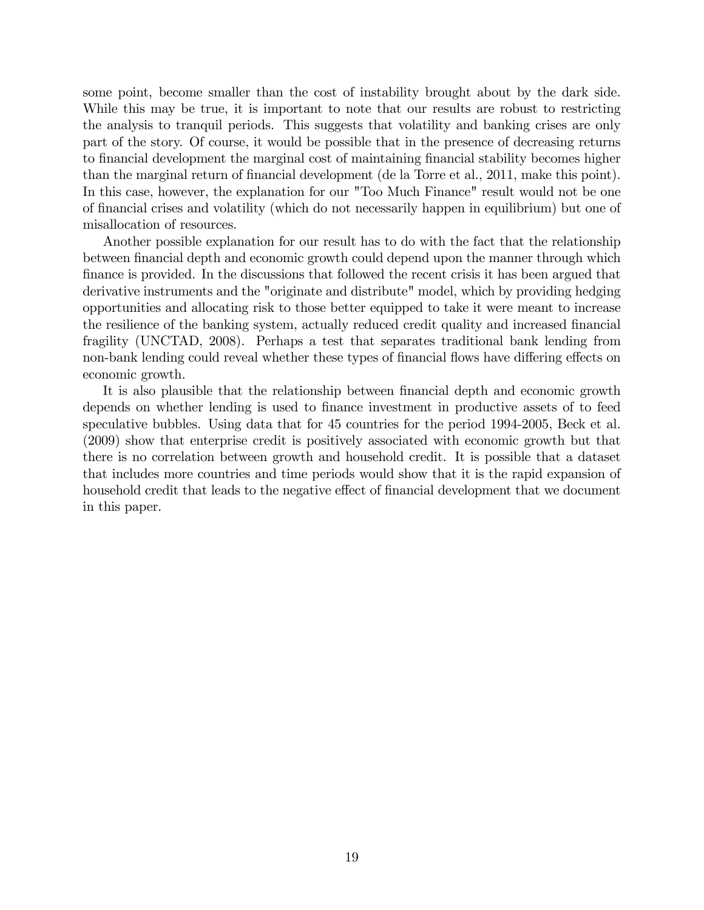some point, become smaller than the cost of instability brought about by the dark side. While this may be true, it is important to note that our results are robust to restricting the analysis to tranquil periods. This suggests that volatility and banking crises are only part of the story. Of course, it would be possible that in the presence of decreasing returns to financial development the marginal cost of maintaining financial stability becomes higher than the marginal return of financial development (de la Torre et al., 2011, make this point). In this case, however, the explanation for our "Too Much Finance" result would not be one of financial crises and volatility (which do not necessarily happen in equilibrium) but one of misallocation of resources.

Another possible explanation for our result has to do with the fact that the relationship between financial depth and economic growth could depend upon the manner through which finance is provided. In the discussions that followed the recent crisis it has been argued that derivative instruments and the "originate and distribute" model, which by providing hedging opportunities and allocating risk to those better equipped to take it were meant to increase the resilience of the banking system, actually reduced credit quality and increased financial fragility (UNCTAD, 2008). Perhaps a test that separates traditional bank lending from non-bank lending could reveal whether these types of financial flows have differing effects on economic growth.

It is also plausible that the relationship between financial depth and economic growth depends on whether lending is used to finance investment in productive assets of to feed speculative bubbles. Using data that for 45 countries for the period 1994-2005, Beck et al. (2009) show that enterprise credit is positively associated with economic growth but that there is no correlation between growth and household credit. It is possible that a dataset that includes more countries and time periods would show that it is the rapid expansion of household credit that leads to the negative effect of financial development that we document in this paper.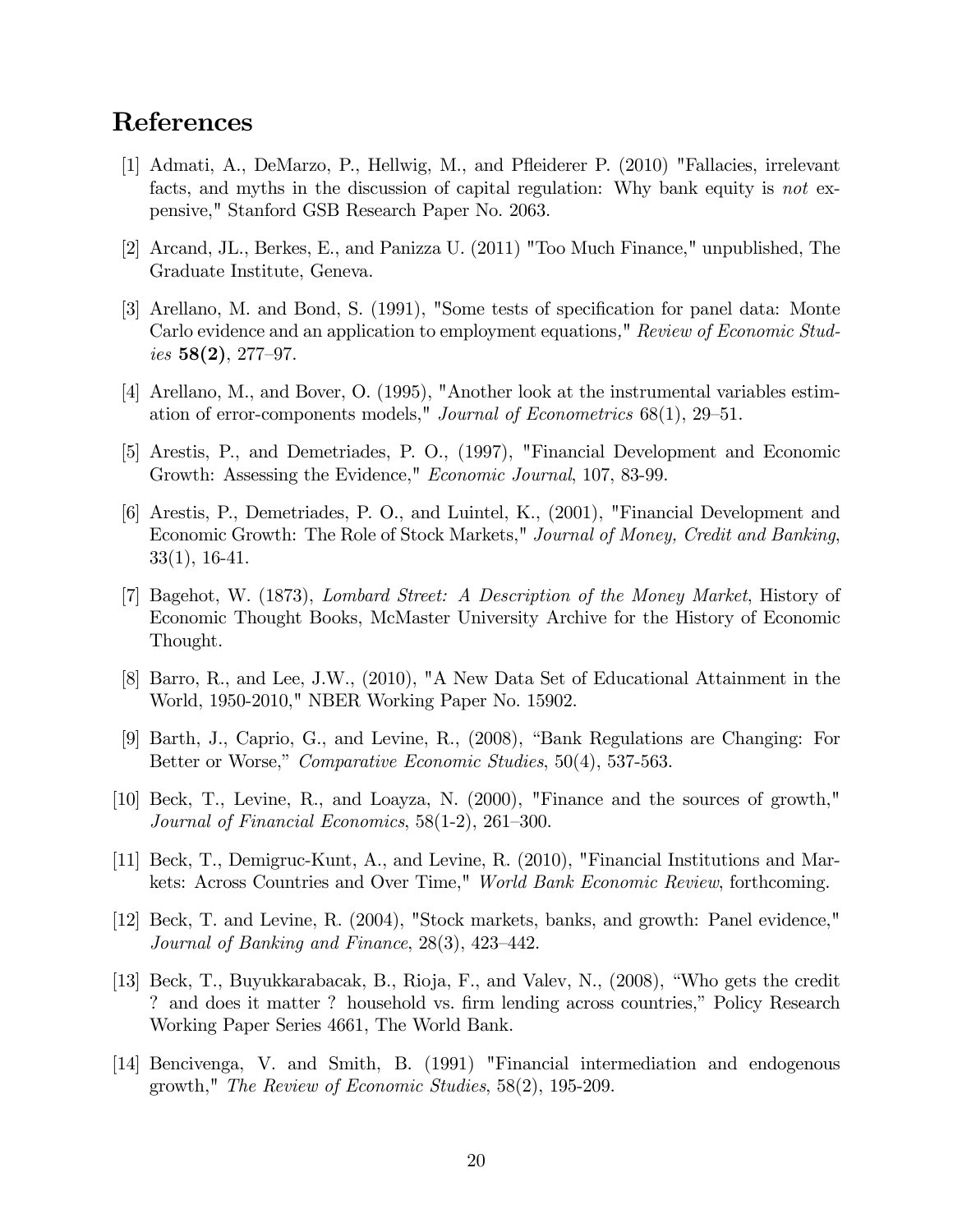# References

[1] Admati, A., DeMarzo, P., Hellwig, M., and Pfleiderer P. (2010) "Fallacies, irrelevant facts, and myths in the discussion of capital regulation: Why bank equity is *not* expensive," Stanford GSB Research Paper No. 2063.

[2] Arcand, JL., Berkes, E., and Panizza U. (2011) "Too Much Finance," unpublished, The Graduate Institute, Geneva.

[3] Arellano, M. and Bond, S. (1991), "Some tests of specification for panel data: Monte Carlo evidence and an application to employment equations," *Review of Economic Studies* **58(2)**, 277–97.

[4] Arellano, M., and Bover, O. (1995), "Another look at the instrumental variables estimation of error-components models," *Journal of Econometrics* 68(1), 29–51.

[5] Arestis, P., and Demetriades, P. O., (1997), "Financial Development and Economic Growth: Assessing the Evidence," *Economic Journal*, 107, 83-99.

[6] Arestis, P., Demetriades, P. O., and Luintel, K., (2001), "Financial Development and Economic Growth: The Role of Stock Markets," *Journal of Money, Credit and Banking*, 33(1), 16-41.

[7] Bagehot, W. (1873), *Lombard Street: A Description of the Money Market*, History of Economic Thought Books, McMaster University Archive for the History of Economic Thought.

[8] Barro, R., and Lee, J.W., (2010), "A New Data Set of Educational Attainment in the World, 1950-2010," NBER Working Paper No. 15902.

[9] Barth, J., Caprio, G., and Levine, R., (2008), "Bank Regulations are Changing: For Better or Worse," *Comparative Economic Studies*, 50(4), 537-563.

[10] Beck, T., Levine, R., and Loayza, N. (2000), "Finance and the sources of growth," *Journal of Financial Economics*, 58(1-2), 261–300.

[11] Beck, T., Demigruc-Kunt, A., and Levine, R. (2010), "Financial Institutions and Markets: Across Countries and Over Time," *World Bank Economic Review*, forthcoming.

[12] Beck, T. and Levine, R. (2004), "Stock markets, banks, and growth: Panel evidence," *Journal of Banking and Finance*, 28(3), 423–442.

[13] Beck, T., Buyukkarabacak, B., Rioja, F., and Valev, N., (2008), "Who gets the credit ? and does it matter ? household vs. firm lending across countries," Policy Research Working Paper Series 4661, The World Bank.

[14] Bencivenga, V. and Smith, B. (1991) "Financial intermediation and endogenous growth," *The Review of Economic Studies*, 58(2), 195-209.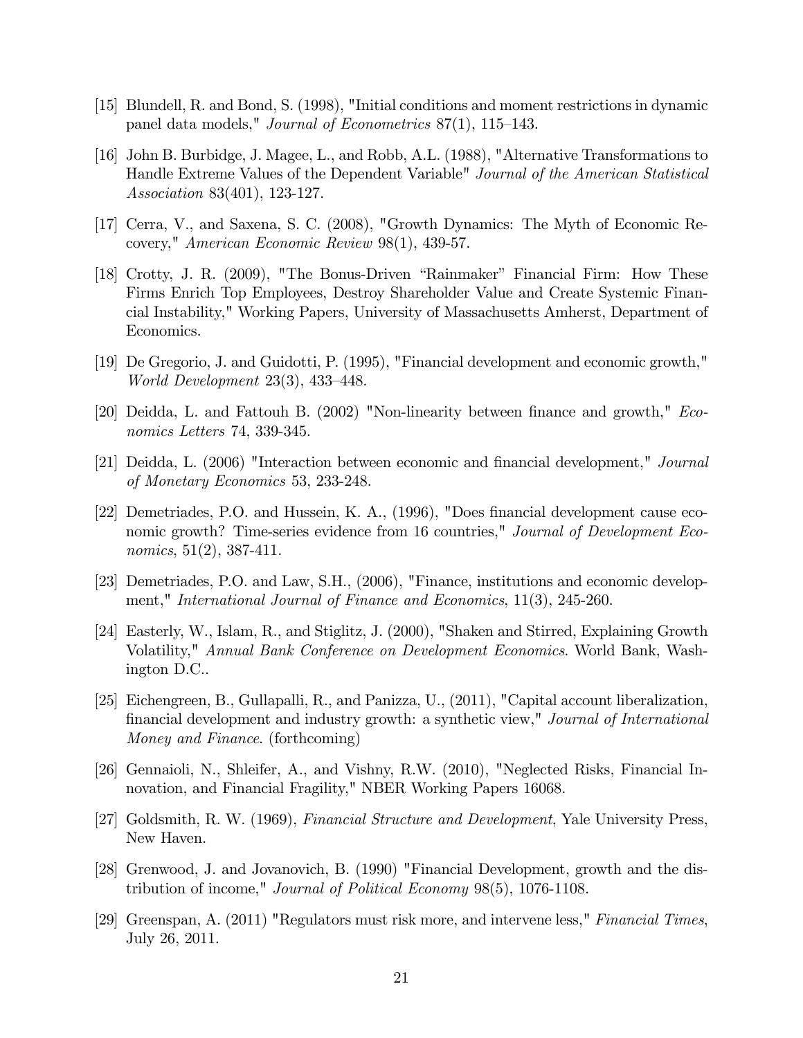[15] Blundell, R. and Bond, S. (1998), "Initial conditions and moment restrictions in dynamic panel data models," *Journal of Econometrics* 87(1), 115–143.

[16] John B. Burbidge, J. Magee, L., and Robb, A.L. (1988), "Alternative Transformations to Handle Extreme Values of the Dependent Variable" *Journal of the American Statistical Association* 83(401), 123-127.

[17] Cerra, V., and Saxena, S. C. (2008), "Growth Dynamics: The Myth of Economic Recovery," *American Economic Review* 98(1), 439-57.

[18] Crotty, J. R. (2009), "The Bonus-Driven "Rainmaker" Financial Firm: How These Firms Enrich Top Employees, Destroy Shareholder Value and Create Systemic Financial Instability," Working Papers, University of Massachusetts Amherst, Department of Economics.

[19] De Gregorio, J. and Guidotti, P. (1995), "Financial development and economic growth," *World Development* 23(3), 433–448.

[20] Deidda, L. and Fattouh B. (2002) "Non-linearity between finance and growth," *Economics Letters* 74, 339-345.

[21] Deidda, L. (2006) "Interaction between economic and financial development," *Journal of Monetary Economics* 53, 233-248.

[22] Demetriades, P.O. and Hussein, K. A., (1996), "Does financial development cause economic growth? Time-series evidence from 16 countries," *Journal of Development Economics*, 51(2), 387-411.

[23] Demetriades, P.O. and Law, S.H., (2006), "Finance, institutions and economic development," *International Journal of Finance and Economics*, 11(3), 245-260.

[24] Easterly, W., Islam, R., and Stiglitz, J. (2000), "Shaken and Stirred, Explaining Growth Volatility," *Annual Bank Conference on Development Economics*. World Bank, Washington D.C..

[25] Eichengreen, B., Gullapalli, R., and Panizza, U., (2011), "Capital account liberalization, financial development and industry growth: a synthetic view," *Journal of International Money and Finance*. (forthcoming)

[26] Gennaioli, N., Shleifer, A., and Vishny, R.W. (2010), "Neglected Risks, Financial Innovation, and Financial Fragility," NBER Working Papers 16068.

[27] Goldsmith, R. W. (1969), *Financial Structure and Development*, Yale University Press, New Haven.

[28] Grenwood, J. and Jovanovich, B. (1990) "Financial Development, growth and the distribution of income," *Journal of Political Economy* 98(5), 1076-1108.

[29] Greenspan, A. (2011) "Regulators must risk more, and intervene less," *Financial Times*, July 26, 2011.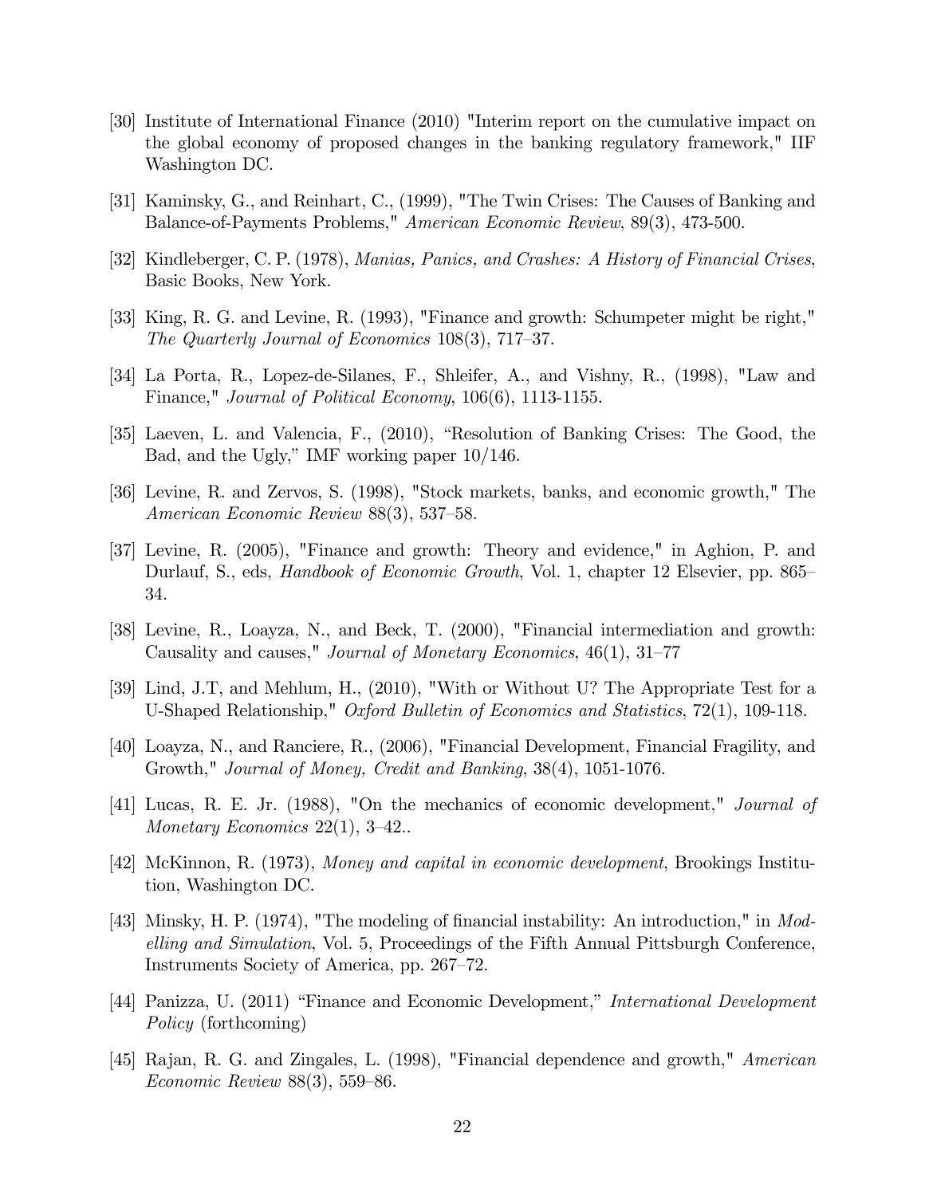[30] Institute of International Finance (2010) "Interim report on the cumulative impact on the global economy of proposed changes in the banking regulatory framework," IIF Washington DC.

[31] Kaminsky, G., and Reinhart, C., (1999), "The Twin Crises: The Causes of Banking and Balance-of-Payments Problems," *American Economic Review*, 89(3), 473-500.

[32] Kindleberger, C. P. (1978), *Manias, Panics, and Crashes: A History of Financial Crises*, Basic Books, New York.

[33] King, R. G. and Levine, R. (1993), "Finance and growth: Schumpeter might be right," *The Quarterly Journal of Economics* 108(3), 717–37.

[34] La Porta, R., Lopez-de-Silanes, F., Shleifer, A., and Vishny, R., (1998), "Law and Finance," *Journal of Political Economy*, 106(6), 1113-1155.

[35] Laeven, L. and Valencia, F., (2010), "Resolution of Banking Crises: The Good, the Bad, and the Ugly," IMF working paper 10/146.

[36] Levine, R. and Zervos, S. (1998), "Stock markets, banks, and economic growth," The *American Economic Review* 88(3), 537–58.

[37] Levine, R. (2005), "Finance and growth: Theory and evidence," in Aghion, P. and Durlauf, S., eds, *Handbook of Economic Growth*, Vol. 1, chapter 12 Elsevier, pp. 865–34.

[38] Levine, R., Loayza, N., and Beck, T. (2000), "Financial intermediation and growth: Causality and causes," *Journal of Monetary Economics*, 46(1), 31–77

[39] Lind, J.T, and Mehlum, H., (2010), "With or Without U? The Appropriate Test for a U-Shaped Relationship," *Oxford Bulletin of Economics and Statistics*, 72(1), 109-118.

[40] Loayza, N., and Ranciere, R., (2006), "Financial Development, Financial Fragility, and Growth," *Journal of Money, Credit and Banking*, 38(4), 1051-1076.

[41] Lucas, R. E. Jr. (1988), "On the mechanics of economic development," *Journal of Monetary Economics* 22(1), 3–42..

[42] McKinnon, R. (1973), *Money and capital in economic development*, Brookings Institution, Washington DC.

[43] Minsky, H. P. (1974), "The modeling of financial instability: An introduction," in *Modelling and Simulation*, Vol. 5, Proceedings of the Fifth Annual Pittsburgh Conference, Instruments Society of America, pp. 267–72.

[44] Panizza, U. (2011) "Finance and Economic Development," *International Development Policy* (forthcoming)

[45] Rajan, R. G. and Zingales, L. (1998), "Financial dependence and growth," *American Economic Review* 88(3), 559–86.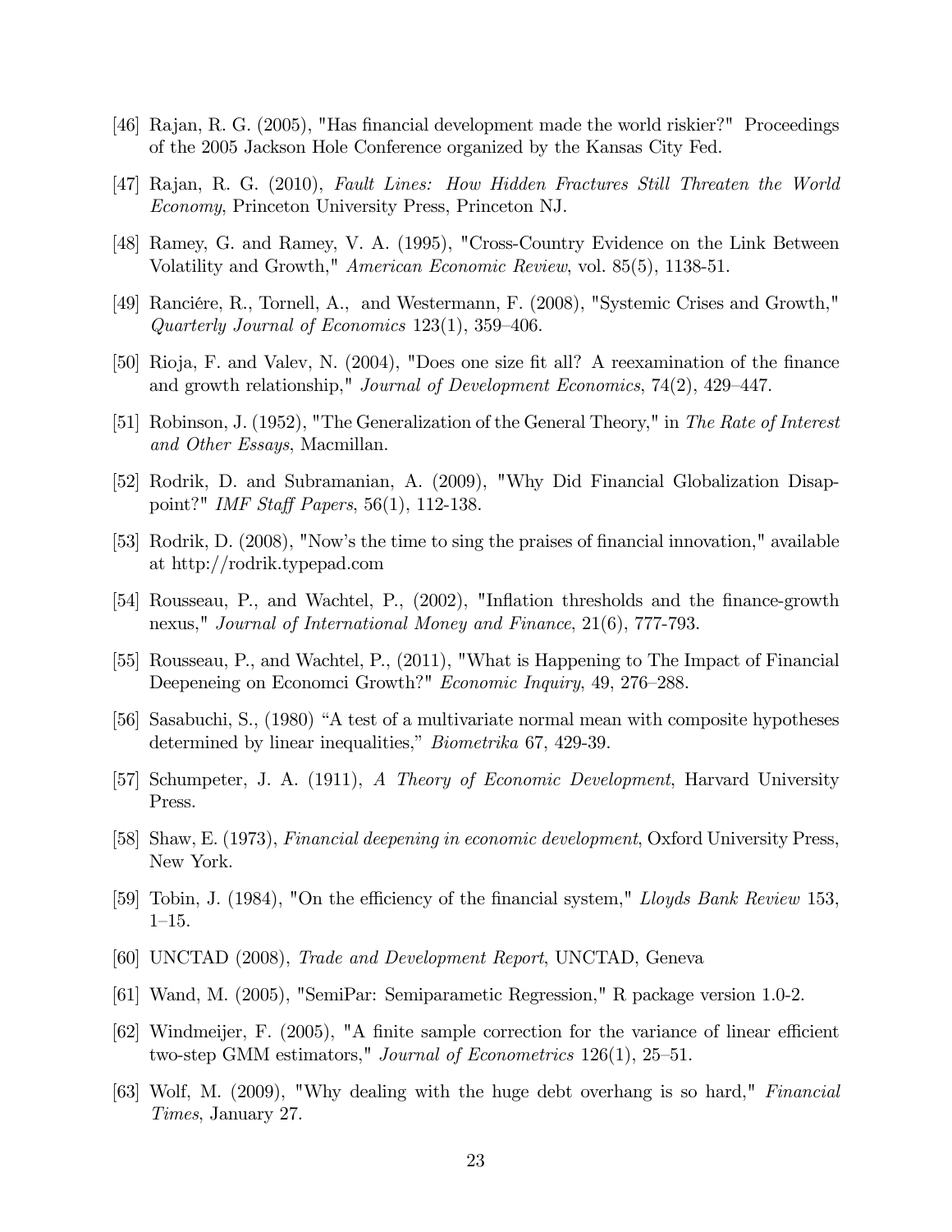[46] Rajan, R. G. (2005), "Has financial development made the world riskier?" Proceedings of the 2005 Jackson Hole Conference organized by the Kansas City Fed.

[47] Rajan, R. G. (2010), *Fault Lines: How Hidden Fractures Still Threaten the World Economy*, Princeton University Press, Princeton NJ.

[48] Ramey, G. and Ramey, V. A. (1995), "Cross-Country Evidence on the Link Between Volatility and Growth," *American Economic Review*, vol. 85(5), 1138-51.

[49]Ranciére, R., Tornell, A., and Westermann, F. (2008), "Systemic Crises and Growth," *Quarterly Journal of Economics* 123(1), 359–406.

[50] Rioja, F. and Valev, N. (2004), "Does one size fit all? A reexamination of the finance and growth relationship," *Journal of Development Economics*, 74(2), 429–447.

[51] Robinson, J. (1952), "The Generalization of the General Theory," in *The Rate of Interest and Other Essays*, Macmillan.

[52] Rodrik, D. and Subramanian, A. (2009), "Why Did Financial Globalization Disappoint?" *IMF Staff Papers*, 56(1), 112-138.

[53] Rodrik, D. (2008), "Now's the time to sing the praises of financial innovation," available at http://rodrik.typepad.com

[54] Rousseau, P., and Wachtel, P., (2002), "Inflation thresholds and the finance-growth nexus," *Journal of International Money and Finance*, 21(6), 777-793.

[55] Rousseau, P., and Wachtel, P., (2011), "What is Happening to The Impact of Financial Deepeneing on Economci Growth?" *Economic Inquiry*, 49, 276–288.

[56] Sasabuchi, S., (1980) "A test of a multivariate normal mean with composite hypotheses determined by linear inequalities," *Biometrika* 67, 429-39.

[57] Schumpeter, J. A. (1911), *A Theory of Economic Development*, Harvard University Press.

[58] Shaw, E. (1973), *Financial deepening in economic development*, Oxford University Press, New York.

[59] Tobin, J. (1984), "On the efficiency of the financial system," *Lloyds Bank Review* 153, 1–15.

[60] UNCTAD (2008), *Trade and Development Report*, UNCTAD, Geneva

[61] Wand, M. (2005), "SemiPar: Semiparametric Regression," R package version 1.0-2.

[62] Windmeijer, F. (2005), "A finite sample correction for the variance of linear efficient two-step GMM estimators," *Journal of Econometrics* 126(1), 25–51.

[63] Wolf, M. (2009), "Why dealing with the huge debt overhang is so hard," *Financial Times*, January 27.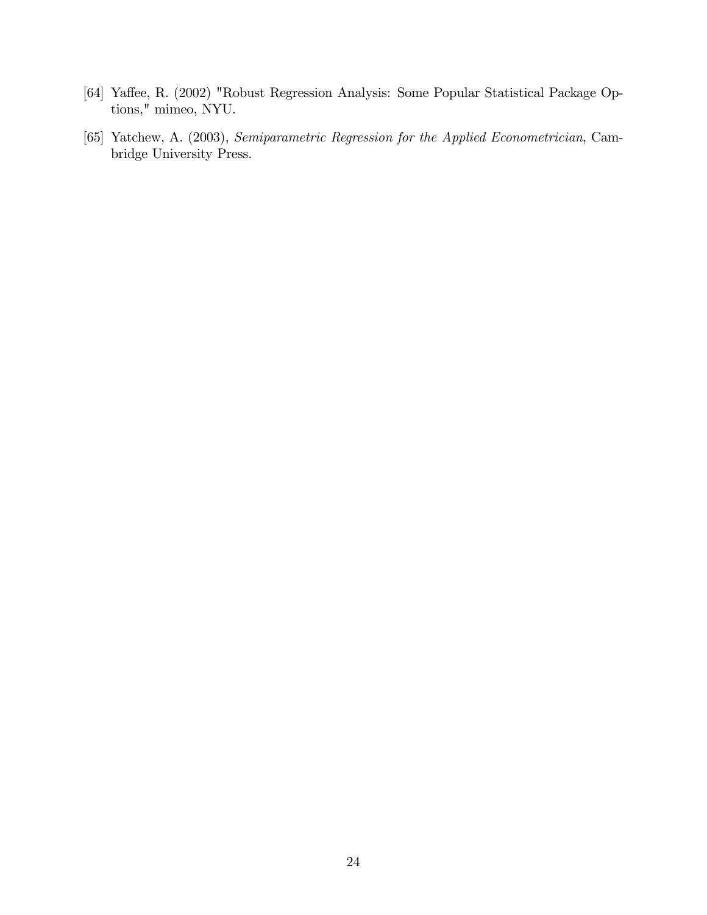[64] Yaffee, R. (2002) "Robust Regression Analysis: Some Popular Statistical Package Options," mimeo, NYU.

[65] Yatchew, A. (2003), *Semiparametric Regression for the Applied Econometrician*, Cambridge University Press.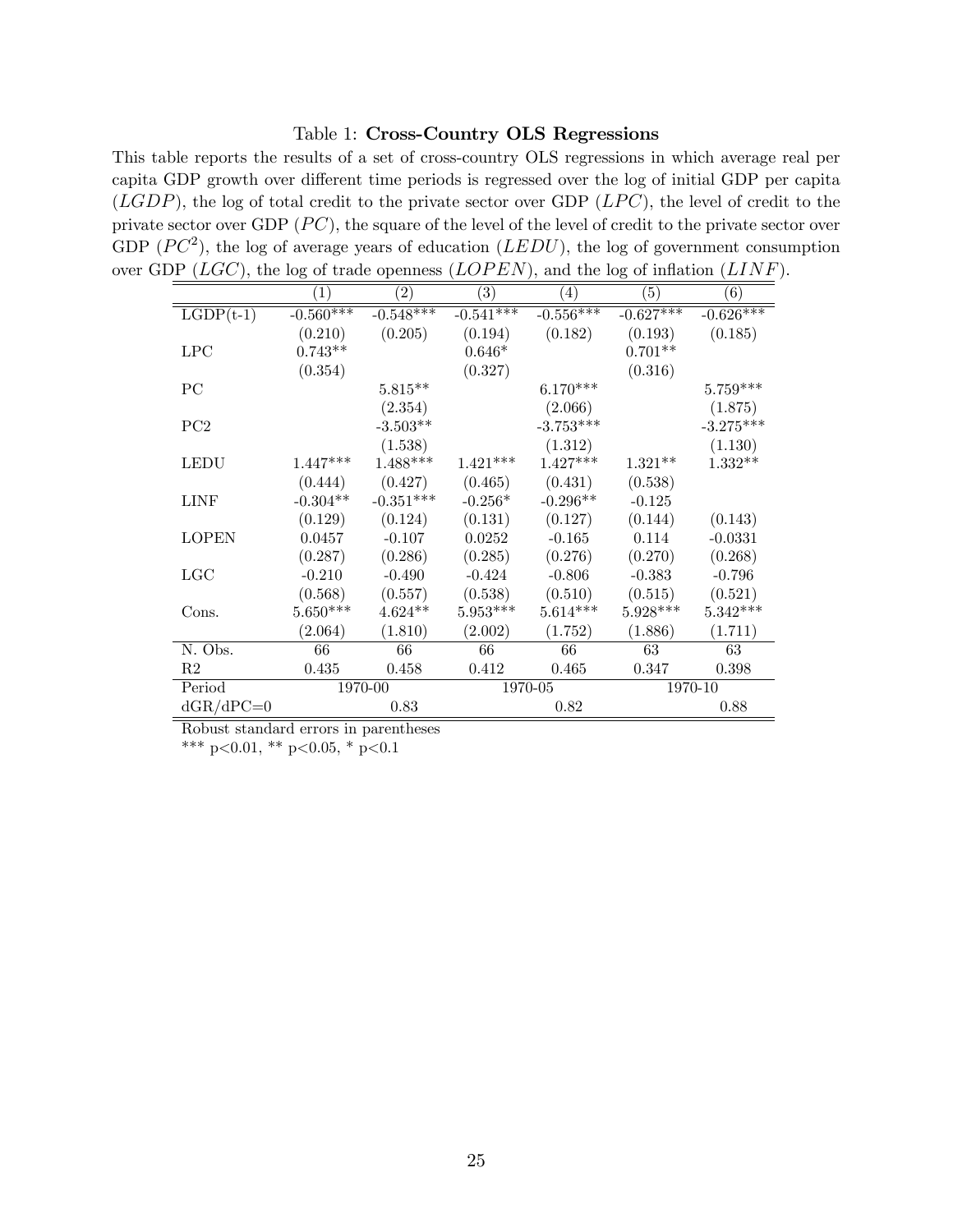Table 1: **Cross-Country OLS Regressions**

This table reports the results of a set of cross-country OLS regressions in which average real per capita GDP growth over different time periods is regressed over the log of initial GDP per capita ($LGDP$), the log of total credit to the private sector over GDP ($LPC$), the level of credit to the private sector over GDP ($PC$), the square of the level of the level of credit to the private sector over GDP ($PC^2$), the log of average years of education ($LEDU$), the log of government consumption over GDP ($LGC$), the log of trade openness ($LOPEN$), and the log of inflation ($LINF$).

| | (1) | (2) | (3) | (4) | (5) | (6) |
|---|---|---|---|---|---|---|
| LGDP(t-1) | -0.560*** | -0.548*** | -0.541*** | -0.556*** | -0.627*** | -0.626*** |
| | (0.210) | (0.205) | (0.194) | (0.182) | (0.193) | (0.185) |
| LPC | 0.743** | | 0.646* | | 0.701** | |
| | (0.354) | | (0.327) | | (0.316) | |
| PC | | 5.815** | | 6.170*** | | 5.759*** |
| | | (2.354) | | (2.066) | | (1.875) |
| PC2 | | -3.503** | | -3.753*** | | -3.275*** |
| | | (1.538) | | (1.312) | | (1.130) |
| LEDU | 1.447*** | 1.488*** | 1.421*** | 1.427*** | 1.321** | 1.332** |
| | (0.444) | (0.427) | (0.465) | (0.431) | (0.538) | |
| LINF | -0.304** | -0.351*** | -0.256* | -0.296** | -0.125 | |
| | (0.129) | (0.124) | (0.131) | (0.127) | (0.144) | (0.143) |
| LOPEN | 0.0457 | -0.107 | 0.0252 | -0.165 | 0.114 | -0.0331 |
| | (0.287) | (0.286) | (0.285) | (0.276) | (0.270) | (0.268) |
| LGC | -0.210 | -0.490 | -0.424 | -0.806 | -0.383 | -0.796 |
| | (0.568) | (0.557) | (0.538) | (0.510) | (0.515) | (0.521) |
| Cons. | 5.650*** | 4.624** | 5.953*** | 5.614*** | 5.928*** | 5.342*** |
| | (2.064) | (1.810) | (2.002) | (1.752) | (1.886) | (1.711) |
| N. Obs. | 66 | 66 | 66 | 66 | 63 | 63 |
| R2 | 0.435 | 0.458 | 0.412 | 0.465 | 0.347 | 0.398 |
| Period | 1970-00 | | 1970-05 | | 1970-10 | |
| dGR/dPC=0 | | 0.83 | | 0.82 | | 0.88 |

Robust standard errors in parentheses
*** p<0.01, ** p<0.05, * p<0.1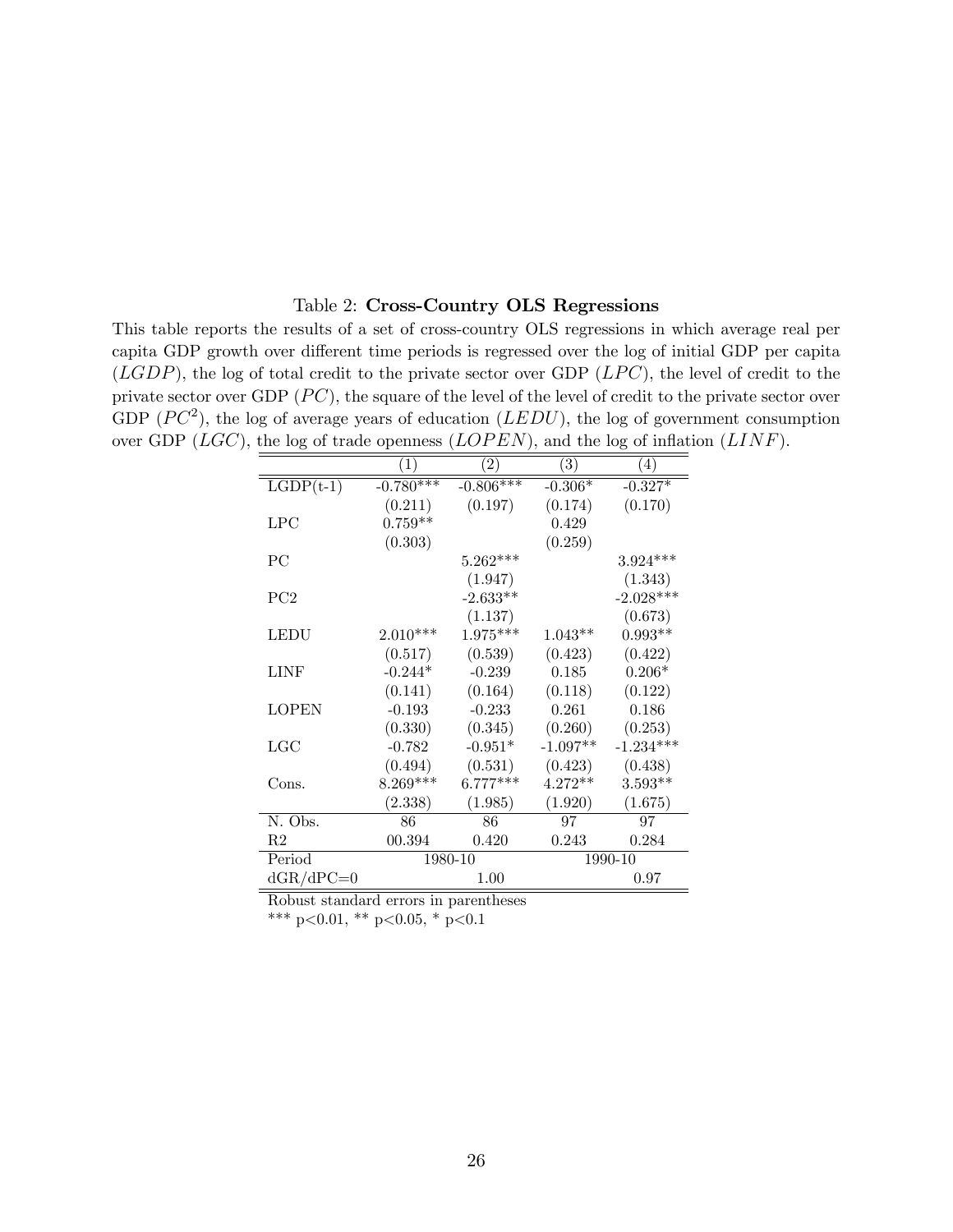Table 2: **Cross-Country OLS Regressions**

This table reports the results of a set of cross-country OLS regressions in which average real per capita GDP growth over different time periods is regressed over the log of initial GDP per capita ($LGDP$), the log of total credit to the private sector over GDP ($LPC$), the level of credit to the private sector over GDP ($PC$), the square of the level of the level of credit to the private sector over GDP ($PC^2$), the log of average years of education ($LEDU$), the log of government consumption over GDP ($LGC$), the log of trade openness ($LOPEN$), and the log of inflation ($LINF$).

| | (1) | (2) | (3) | (4) |
|---|---|---|---|---|
| LGDP(t-1) | -0.780*** | -0.806*** | -0.306* | -0.327* |
| | (0.211) | (0.197) | (0.174) | (0.170) |
| LPC | 0.759** | | 0.429 | |
| | (0.303) | | (0.259) | |
| PC | | 5.262*** | | 3.924*** |
| | | (1.947) | | (1.343) |
| PC2 | | -2.633** | | -2.028*** |
| | | (1.137) | | (0.673) |
| LEDU | 2.010*** | 1.975*** | 1.043** | 0.993** |
| | (0.517) | (0.539) | (0.423) | (0.422) |
| LINF | -0.244* | -0.239 | 0.185 | 0.206* |
| | (0.141) | (0.164) | (0.118) | (0.122) |
| LOPEN | -0.193 | -0.233 | 0.261 | 0.186 |
| | (0.330) | (0.345) | (0.260) | (0.253) |
| LGC | -0.782 | -0.951* | -1.097** | -1.234*** |
| | (0.494) | (0.531) | (0.423) | (0.438) |
| Cons. | 8.269*** | 6.777*** | 4.272** | 3.593** |
| | (2.338) | (1.985) | (1.920) | (1.675) |
| N. Obs. | 86 | 86 | 97 | 97 |
| R2 | 00.394 | 0.420 | 0.243 | 0.284 |
| Period | 1980-10 | | 1990-10 | |
| dGR/dPC=0 | | 1.00 | | 0.97 |

Robust standard errors in parentheses

*** p<0.01, ** p<0.05, * p<0.1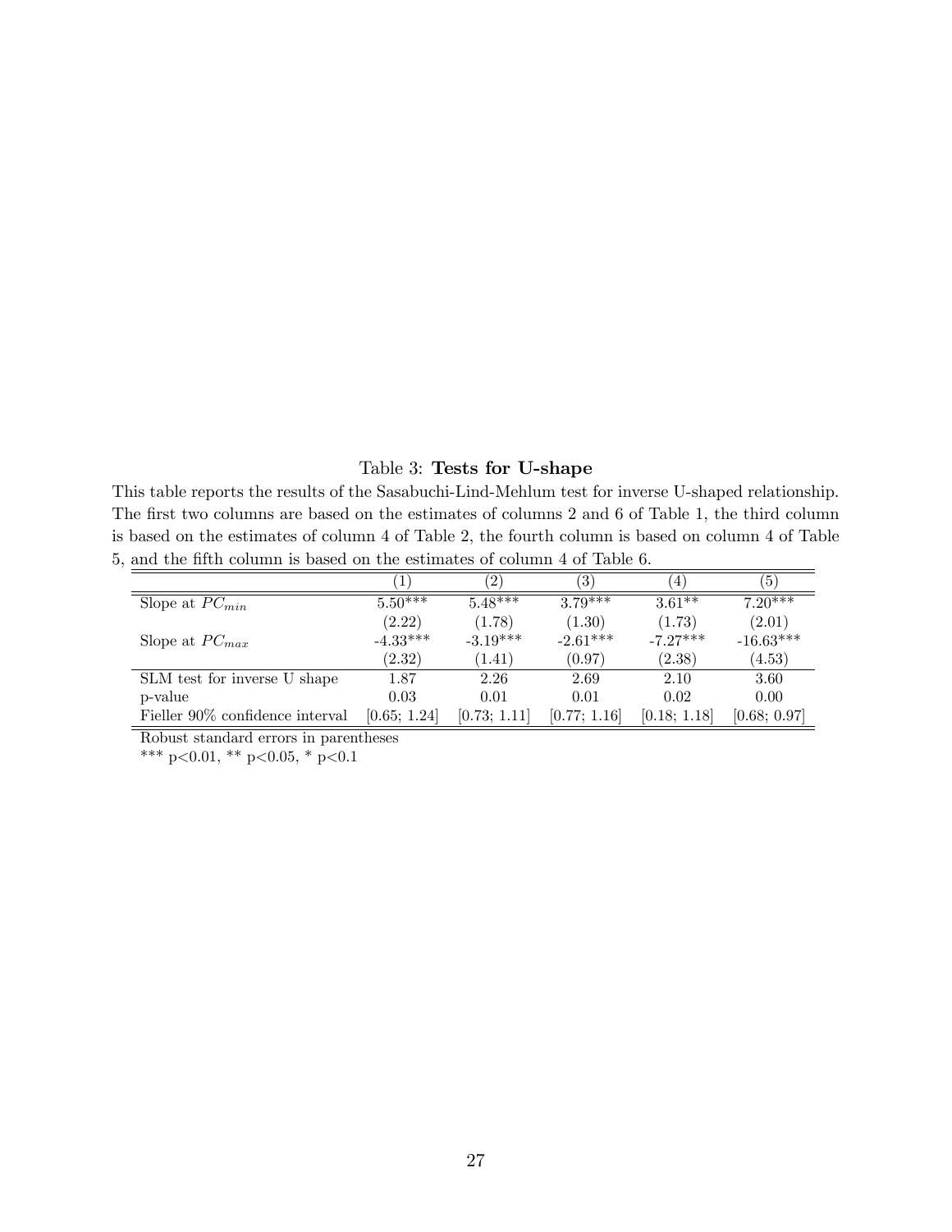Table 3: **Tests for U-shape**

This table reports the results of the Sasabuchi-Lind-Mehlum test for inverse U-shaped relationship. The first two columns are based on the estimates of columns 2 and 6 of Table 1, the third column is based on the estimates of column 4 of Table 2, the fourth column is based on column 4 of Table 5, and the fifth column is based on the estimates of column 4 of Table 6.

| | (1) | (2) | (3) | (4) | (5) |
|---|---|---|---|---|---|
| Slope at $PC_{min}$ | 5.50*** | 5.48*** | 3.79*** | 3.61** | 7.20*** |
| | (2.22) | (1.78) | (1.30) | (1.73) | (2.01) |
| Slope at $PC_{max}$ | -4.33*** | -3.19*** | -2.61*** | -7.27*** | -16.63*** |
| | (2.32) | (1.41) | (0.97) | (2.38) | (4.53) |
| SLM test for inverse U shape | 1.87 | 2.26 | 2.69 | 2.10 | 3.60 |
| p-value | 0.03 | 0.01 | 0.01 | 0.02 | 0.00 |
| Fieller 90% confidence interval | [0.65; 1.24] | [0.73; 1.11] | [0.77; 1.16] | [0.18; 1.18] | [0.68; 0.97] |

Robust standard errors in parentheses

*** p<0.01, ** p<0.05, * p<0.1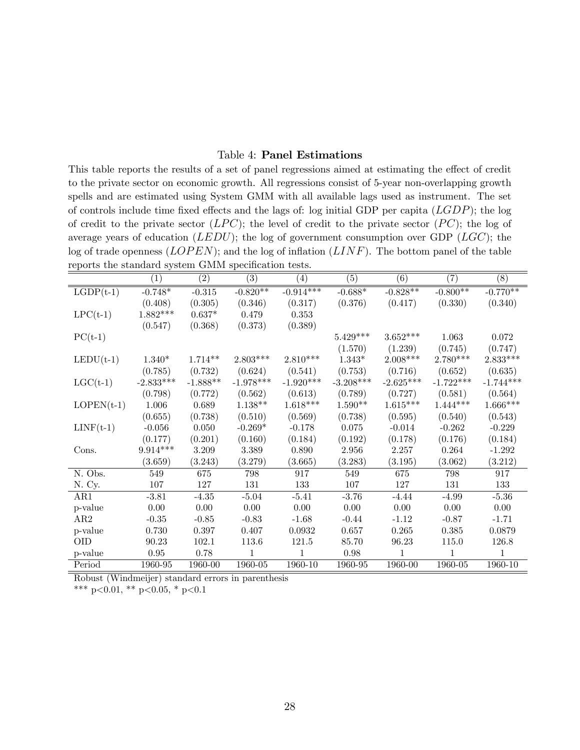Table 4: **Panel Estimations**

This table reports the results of a set of panel regressions aimed at estimating the effect of credit to the private sector on economic growth. All regressions consist of 5-year non-overlapping growth spells and are estimated using System GMM with all available lags used as instrument. The set of controls include time fixed effects and the lags of: log initial GDP per capita ($LGDP$); the log of credit to the private sector ($LPC$); the level of credit to the private sector ($PC$); the log of average years of education ($LEDU$); the log of government consumption over GDP ($LGC$); the log of trade openness ($LOPEN$); and the log of inflation ($LINF$). The bottom panel of the table reports the standard system GMM specification tests.

| | (1) | (2) | (3) | (4) | (5) | (6) | (7) | (8) |
|---|---|---|---|---|---|---|---|---|
| LGDP(t-1) | -0.748* | -0.315 | -0.820** | -0.914*** | -0.688* | -0.828** | -0.800** | -0.770** |
| | (0.408) | (0.305) | (0.346) | (0.317) | (0.376) | (0.417) | (0.330) | (0.340) |
| LPC(t-1) | 1.882*** | 0.637* | 0.479 | 0.353 | | | | |
| | (0.547) | (0.368) | (0.373) | (0.389) | | | | |
| PC(t-1) | | | | | 5.429*** | 3.652*** | 1.063 | 0.072 |
| | | | | | (1.570) | (1.239) | (0.745) | (0.747) |
| LEDU(t-1) | 1.340* | 1.714** | 2.803*** | 2.810*** | 1.343* | 2.008*** | 2.780*** | 2.833*** |
| | (0.785) | (0.732) | (0.624) | (0.541) | (0.753) | (0.716) | (0.652) | (0.635) |
| LGC(t-1) | -2.833*** | -1.888** | -1.978*** | -1.920*** | -3.208*** | -2.625*** | -1.722*** | -1.744*** |
| | (0.798) | (0.772) | (0.562) | (0.613) | (0.789) | (0.727) | (0.581) | (0.564) |
| LOPEN(t-1) | 1.006 | 0.689 | 1.138** | 1.618*** | 1.590** | 1.615*** | 1.444*** | 1.666*** |
| | (0.655) | (0.738) | (0.510) | (0.569) | (0.738) | (0.595) | (0.540) | (0.543) |
| LINF(t-1) | -0.056 | 0.050 | -0.269* | -0.178 | 0.075 | -0.014 | -0.262 | -0.229 |
| | (0.177) | (0.201) | (0.160) | (0.184) | (0.192) | (0.178) | (0.176) | (0.184) |
| Cons. | 9.914*** | 3.209 | 3.389 | 0.890 | 2.956 | 2.257 | 0.264 | -1.292 |
| | (3.659) | (3.243) | (3.279) | (3.665) | (3.283) | (3.195) | (3.062) | (3.212) |
| N. Obs. | 549 | 675 | 798 | 917 | 549 | 675 | 798 | 917 |
| N. Cy. | 107 | 127 | 131 | 133 | 107 | 127 | 131 | 133 |
| AR1 | -3.81 | -4.35 | -5.04 | -5.41 | -3.76 | -4.44 | -4.99 | -5.36 |
| p-value | 0.00 | 0.00 | 0.00 | 0.00 | 0.00 | 0.00 | 0.00 | 0.00 |
| AR2 | -0.35 | -0.85 | -0.83 | -1.68 | -0.44 | -1.12 | -0.87 | -1.71 |
| p-value | 0.730 | 0.397 | 0.407 | 0.0932 | 0.657 | 0.265 | 0.385 | 0.0879 |
| OID | 90.23 | 102.1 | 113.6 | 121.5 | 85.70 | 96.23 | 115.0 | 126.8 |
| p-value | 0.95 | 0.78 | 1 | 1 | 0.98 | 1 | 1 | 1 |
| Period | 1960-95 | 1960-00 | 1960-05 | 1960-10 | 1960-95 | 1960-00 | 1960-05 | 1960-10 |

Robust (Windmeijer) standard errors in parenthesis

*** p<0.01, ** p<0.05, * p<0.1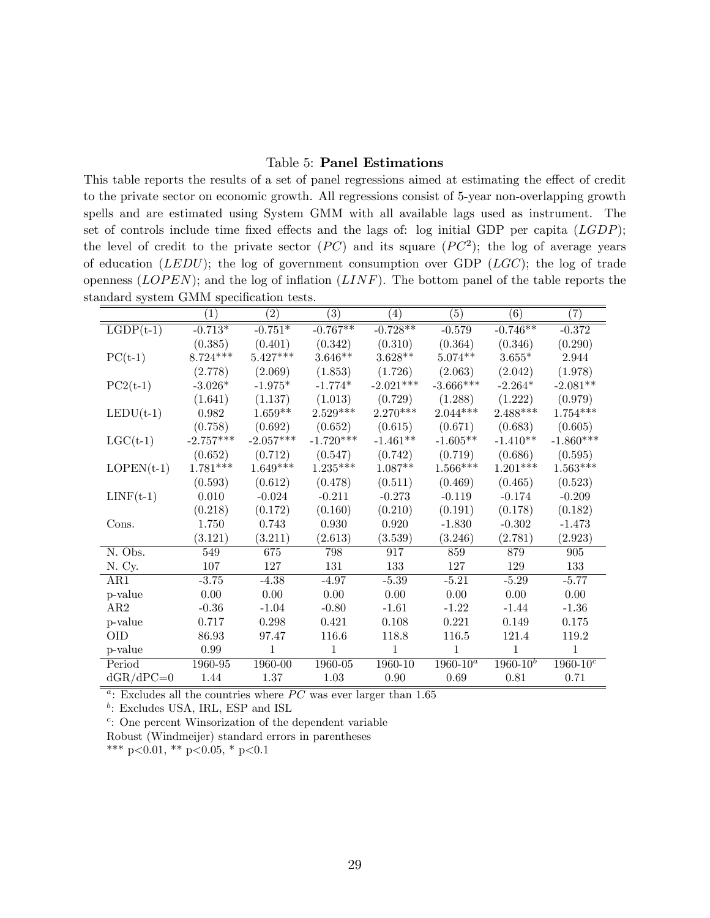Table 5: **Panel Estimations**

This table reports the results of a set of panel regressions aimed at estimating the effect of credit to the private sector on economic growth. All regressions consist of 5-year non-overlapping growth spells and are estimated using System GMM with all available lags used as instrument. The set of controls include time fixed effects and the lags of: log initial GDP per capita ($LGDP$); the level of credit to the private sector ($PC$) and its square ($PC^2$); the log of average years of education ($LEDU$); the log of government consumption over GDP ($LGC$); the log of trade openness ($LOPEN$); and the log of inflation ($LINF$). The bottom panel of the table reports the standard system GMM specification tests.

| | (1) | (2) | (3) | (4) | (5) | (6) | (7) |
|---|---|---|---|---|---|---|---|
| LGDP(t-1) | -0.713* | -0.751* | -0.767** | -0.728** | -0.579 | -0.746** | -0.372 |
| | (0.385) | (0.401) | (0.342) | (0.310) | (0.364) | (0.346) | (0.290) |
| PC(t-1) | 8.724*** | 5.427*** | 3.646** | 3.628** | 5.074** | 3.655* | 2.944 |
| | (2.778) | (2.069) | (1.853) | (1.726) | (2.063) | (2.042) | (1.978) |
| PC2(t-1) | -3.026* | -1.975* | -1.774* | -2.021*** | -3.666*** | -2.264* | -2.081** |
| | (1.641) | (1.137) | (1.013) | (0.729) | (1.288) | (1.222) | (0.979) |
| LEDU(t-1) | 0.982 | 1.659** | 2.529*** | 2.270*** | 2.044*** | 2.488*** | 1.754*** |
| | (0.758) | (0.692) | (0.652) | (0.615) | (0.671) | (0.683) | (0.605) |
| LGC(t-1) | -2.757*** | -2.057*** | -1.720*** | -1.461** | -1.605** | -1.410** | -1.860*** |
| | (0.652) | (0.712) | (0.547) | (0.742) | (0.719) | (0.686) | (0.595) |
| LOPEN(t-1) | 1.781*** | 1.649*** | 1.235*** | 1.087** | 1.566*** | 1.201*** | 1.563*** |
| | (0.593) | (0.612) | (0.478) | (0.511) | (0.469) | (0.465) | (0.523) |
| LINF(t-1) | 0.010 | -0.024 | -0.211 | -0.273 | -0.119 | -0.174 | -0.209 |
| | (0.218) | (0.172) | (0.160) | (0.210) | (0.191) | (0.178) | (0.182) |
| Cons. | 1.750 | 0.743 | 0.930 | 0.920 | -1.830 | -0.302 | -1.473 |
| | (3.121) | (3.211) | (2.613) | (3.539) | (3.246) | (2.781) | (2.923) |
| N. Obs. | 549 | 675 | 798 | 917 | 859 | 879 | 905 |
| N. Cy. | 107 | 127 | 131 | 133 | 127 | 129 | 133 |
| AR1 | -3.75 | -4.38 | -4.97 | -5.39 | -5.21 | -5.29 | -5.77 |
| p-value | 0.00 | 0.00 | 0.00 | 0.00 | 0.00 | 0.00 | 0.00 |
| AR2 | -0.36 | -1.04 | -0.80 | -1.61 | -1.22 | -1.44 | -1.36 |
| p-value | 0.717 | 0.298 | 0.421 | 0.108 | 0.221 | 0.149 | 0.175 |
| OID | 86.93 | 97.47 | 116.6 | 118.8 | 116.5 | 121.4 | 119.2 |
| p-value | 0.99 | 1 | 1 | 1 | 1 | 1 | 1 |
| Period | 1960-95 | 1960-00 | 1960-05 | 1960-10 | 1960-10[a] | 1960-10[b] | 1960-10[c] |
| dGR/dPC=0 | 1.44 | 1.37 | 1.03 | 0.90 | 0.69 | 0.81 | 0.71 |

[a]: Excludes all the countries where $PC$ was ever larger than 1.65

[b]: Excludes USA, IRL, ESP and ISL

[c]: One percent Winsorization of the dependent variable

Robust (Windmeijer) standard errors in parentheses

*** p<0.01, ** p<0.05, * p<0.1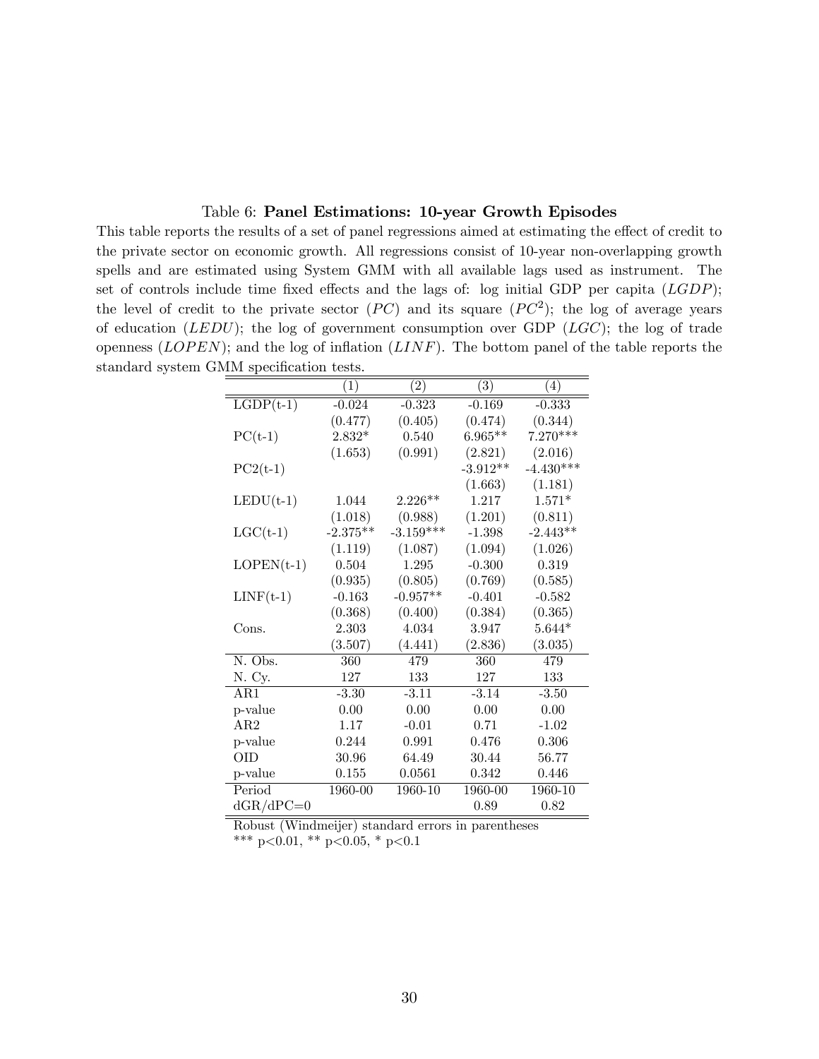Table 6: **Panel Estimations: 10-year Growth Episodes**

This table reports the results of a set of panel regressions aimed at estimating the effect of credit to the private sector on economic growth. All regressions consist of 10-year non-overlapping growth spells and are estimated using System GMM with all available lags used as instrument. The set of controls include time fixed effects and the lags of: log initial GDP per capita ($LGDP$); the level of credit to the private sector ($PC$) and its square ($PC^2$); the log of average years of education ($LEDU$); the log of government consumption over GDP ($LGC$); the log of trade openness ($LOPEN$); and the log of inflation ($LINF$). The bottom panel of the table reports the standard system GMM specification tests.

| | (1) | (2) | (3) | (4) |
|---|---|---|---|---|
| LGDP(t-1) | -0.024 | -0.323 | -0.169 | -0.333 |
| | (0.477) | (0.405) | (0.474) | (0.344) |
| PC(t-1) | 2.832* | 0.540 | 6.965** | 7.270*** |
| | (1.653) | (0.991) | (2.821) | (2.016) |
| PC2(t-1) | | | -3.912** | -4.430*** |
| | | | (1.663) | (1.181) |
| LEDU(t-1) | 1.044 | 2.226** | 1.217 | 1.571* |
| | (1.018) | (0.988) | (1.201) | (0.811) |
| LGC(t-1) | -2.375** | -3.159*** | -1.398 | -2.443** |
| | (1.119) | (1.087) | (1.094) | (1.026) |
| LOPEN(t-1) | 0.504 | 1.295 | -0.300 | 0.319 |
| | (0.935) | (0.805) | (0.769) | (0.585) |
| LINF(t-1) | -0.163 | -0.957** | -0.401 | -0.582 |
| | (0.368) | (0.400) | (0.384) | (0.365) |
| Cons. | 2.303 | 4.034 | 3.947 | 5.644* |
| | (3.507) | (4.441) | (2.836) | (3.035) |
| N. Obs. | 360 | 479 | 360 | 479 |
| N. Cy. | 127 | 133 | 127 | 133 |
| AR1 | -3.30 | -3.11 | -3.14 | -3.50 |
| p-value | 0.00 | 0.00 | 0.00 | 0.00 |
| AR2 | 1.17 | -0.01 | 0.71 | -1.02 |
| p-value | 0.244 | 0.991 | 0.476 | 0.306 |
| OID | 30.96 | 64.49 | 30.44 | 56.77 |
| p-value | 0.155 | 0.0561 | 0.342 | 0.446 |
| Period | 1960-00 | 1960-10 | 1960-00 | 1960-10 |
| dGR/dPC=0 | | | 0.89 | 0.82 |

Robust (Windmeijer) standard errors in parentheses
*** p<0.01, ** p<0.05, * p<0.1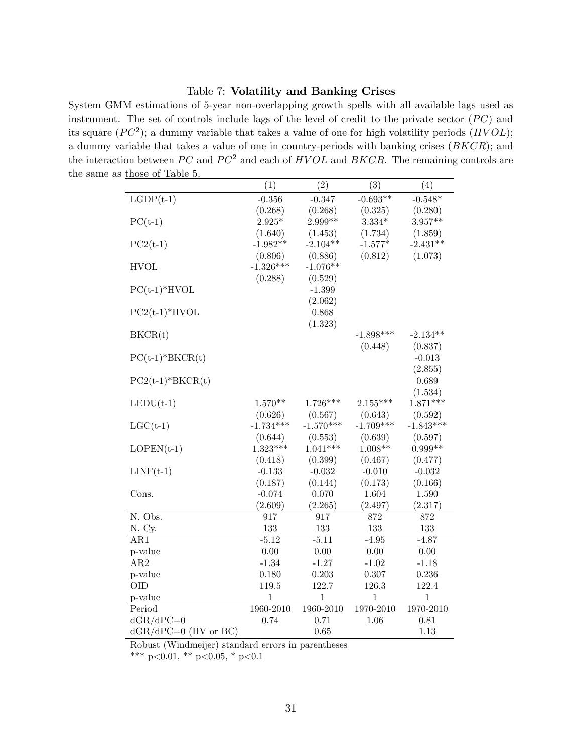Table 7: **Volatility and Banking Crises**

System GMM estimations of 5-year non-overlapping growth spells with all available lags used as instrument. The set of controls include lags of the level of credit to the private sector ($PC$) and its square ($PC^2$); a dummy variable that takes a value of one for high volatility periods ($HVOL$); a dummy variable that takes a value of one in country-periods with banking crises ($BKCR$); and the interaction between $PC$ and $PC^2$ and each of $HVOL$ and $BKCR$. The remaining controls are the same as those of Table 5.

| | (1) | (2) | (3) | (4) |
|---|---|---|---|---|
| LGDP(t-1) | -0.356 | -0.347 | -0.693** | -0.548* |
| | (0.268) | (0.268) | (0.325) | (0.280) |
| PC(t-1) | 2.925* | 2.999** | 3.334* | 3.957** |
| | (1.640) | (1.453) | (1.734) | (1.859) |
| PC2(t-1) | -1.982** | -2.104** | -1.577* | -2.431** |
| | (0.806) | (0.886) | (0.812) | (1.073) |
| HVOL | -1.326*** | -1.076** | | |
| | (0.288) | (0.529) | | |
| PC(t-1)*HVOL | | -1.399 | | |
| | | (2.062) | | |
| PC2(t-1)*HVOL | | 0.868 | | |
| | | (1.323) | | |
| BKCR(t) | | | -1.898*** | -2.134** |
| | | | (0.448) | (0.837) |
| PC(t-1)*BKCR(t) | | | | -0.013 |
| | | | | (2.855) |
| PC2(t-1)*BKCR(t) | | | | 0.689 |
| | | | | (1.534) |
| LEDU(t-1) | 1.570** | 1.726*** | 2.155*** | 1.871*** |
| | (0.626) | (0.567) | (0.643) | (0.592) |
| LGC(t-1) | -1.734*** | -1.570*** | -1.709*** | -1.843*** |
| | (0.644) | (0.553) | (0.639) | (0.597) |
| LOPEN(t-1) | 1.323*** | 1.041*** | 1.008** | 0.999** |
| | (0.418) | (0.399) | (0.467) | (0.477) |
| LINF(t-1) | -0.133 | -0.032 | -0.010 | -0.032 |
| | (0.187) | (0.144) | (0.173) | (0.166) |
| Cons. | -0.074 | 0.070 | 1.604 | 1.590 |
| | (2.609) | (2.265) | (2.497) | (2.317) |
| N. Obs. | 917 | 917 | 872 | 872 |
| N. Cy. | 133 | 133 | 133 | 133 |
| AR1 | -5.12 | -5.11 | -4.95 | -4.87 |
| p-value | 0.00 | 0.00 | 0.00 | 0.00 |
| AR2 | -1.34 | -1.27 | -1.02 | -1.18 |
| p-value | 0.180 | 0.203 | 0.307 | 0.236 |
| OID | 119.5 | 122.7 | 126.3 | 122.4 |
| p-value | 1 | 1 | 1 | 1 |
| Period | 1960-2010 | 1960-2010 | 1970-2010 | 1970-2010 |
| dGR/dPC=0 | 0.74 | 0.71 | 1.06 | 0.81 |
| dGR/dPC=0 (HV or BC) | | 0.65 | | 1.13 |

Robust (Windmeijer) standard errors in parentheses

*** p<0.01, ** p<0.05, * p<0.1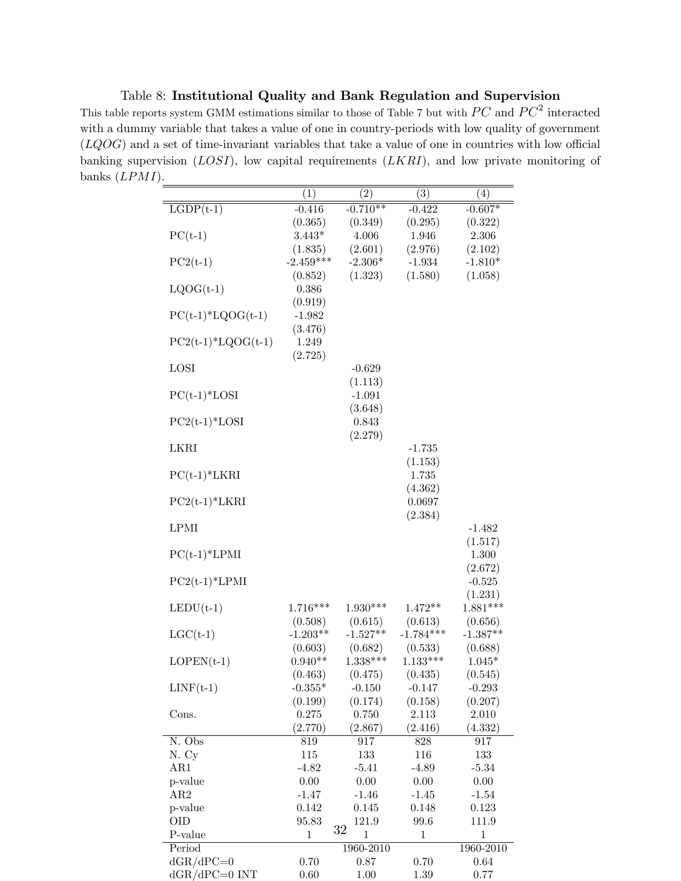Table 8: **Institutional Quality and Bank Regulation and Supervision**

This table reports system GMM estimations similar to those of Table 7 but with $PC$ and $PC^2$ interacted with a dummy variable that takes a value of one in country-periods with low quality of government ($LQOG$) and a set of time-invariant variables that take a value of one in countries with low official banking supervision ($LOSI$), low capital requirements ($LKRI$), and low private monitoring of banks ($LPMI$).

| | (1) | (2) | (3) | (4) |
|---|---|---|---|---|
| LGDP(t-1) | -0.416 | -0.710** | -0.422 | -0.607* |
| | (0.365) | (0.349) | (0.295) | (0.322) |
| PC(t-1) | 3.443* | 4.006 | 1.946 | 2.306 |
| | (1.835) | (2.601) | (2.976) | (2.102) |
| PC2(t-1) | -2.459*** | -2.306* | -1.934 | -1.810* |
| | (0.852) | (1.323) | (1.580) | (1.058) |
| LQOG(t-1) | 0.386 | | | |
| | (0.919) | | | |
| PC(t-1)*LQOG(t-1) | -1.982 | | | |
| | (3.476) | | | |
| PC2(t-1)*LQOG(t-1) | 1.249 | | | |
| | (2.725) | | | |
| LOSI | | -0.629 | | |
| | | (1.113) | | |
| PC(t-1)*LOSI | | -1.091 | | |
| | | (3.648) | | |
| PC2(t-1)*LOSI | | 0.843 | | |
| | | (2.279) | | |
| LKRI | | | -1.735 | |
| | | | (1.153) | |
| PC(t-1)*LKRI | | | 1.735 | |
| | | | (4.362) | |
| PC2(t-1)*LKRI | | | 0.0697 | |
| | | | (2.384) | |
| LPMI | | | | -1.482 |
| | | | | (1.517) |
| PC(t-1)*LPMI | | | | 1.300 |
| | | | | (2.672) |
| PC2(t-1)*LPMI | | | | -0.525 |
| | | | | (1.231) |
| LEDU(t-1) | 1.716*** | 1.930*** | 1.472** | 1.881*** |
| | (0.508) | (0.615) | (0.613) | (0.656) |
| LGC(t-1) | -1.203** | -1.527** | -1.784*** | -1.387** |
| | (0.603) | (0.682) | (0.533) | (0.688) |
| LOPEN(t-1) | 0.940** | 1.338*** | 1.133*** | 1.045* |
| | (0.463) | (0.475) | (0.435) | (0.545) |
| LINF(t-1) | -0.355* | -0.150 | -0.147 | -0.293 |
| | (0.199) | (0.174) | (0.158) | (0.207) |
| Cons. | 0.275 | 0.750 | 2.113 | 2.010 |
| | (2.770) | (2.867) | (2.416) | (4.332) |
| N. Obs | 819 | 917 | 828 | 917 |
| N. Cy | 115 | 133 | 116 | 133 |
| AR1 | -4.82 | -5.41 | -4.89 | -5.34 |
| p-value | 0.00 | 0.00 | 0.00 | 0.00 |
| AR2 | -1.47 | -1.46 | -1.45 | -1.54 |
| p-value | 0.142 | 0.145 | 0.148 | 0.123 |
| OID | 95.83 | 121.9 | 99.6 | 111.9 |
| P-value | 1 | 1 | 1 | 1 |
| Period | | 1960-2010 | | 1960-2010 |
| dGR/dPC=0 | 0.70 | 0.87 | 0.70 | 0.64 |
| dGR/dPC=0 INT | 0.60 | 1.00 | 1.39 | 0.77 |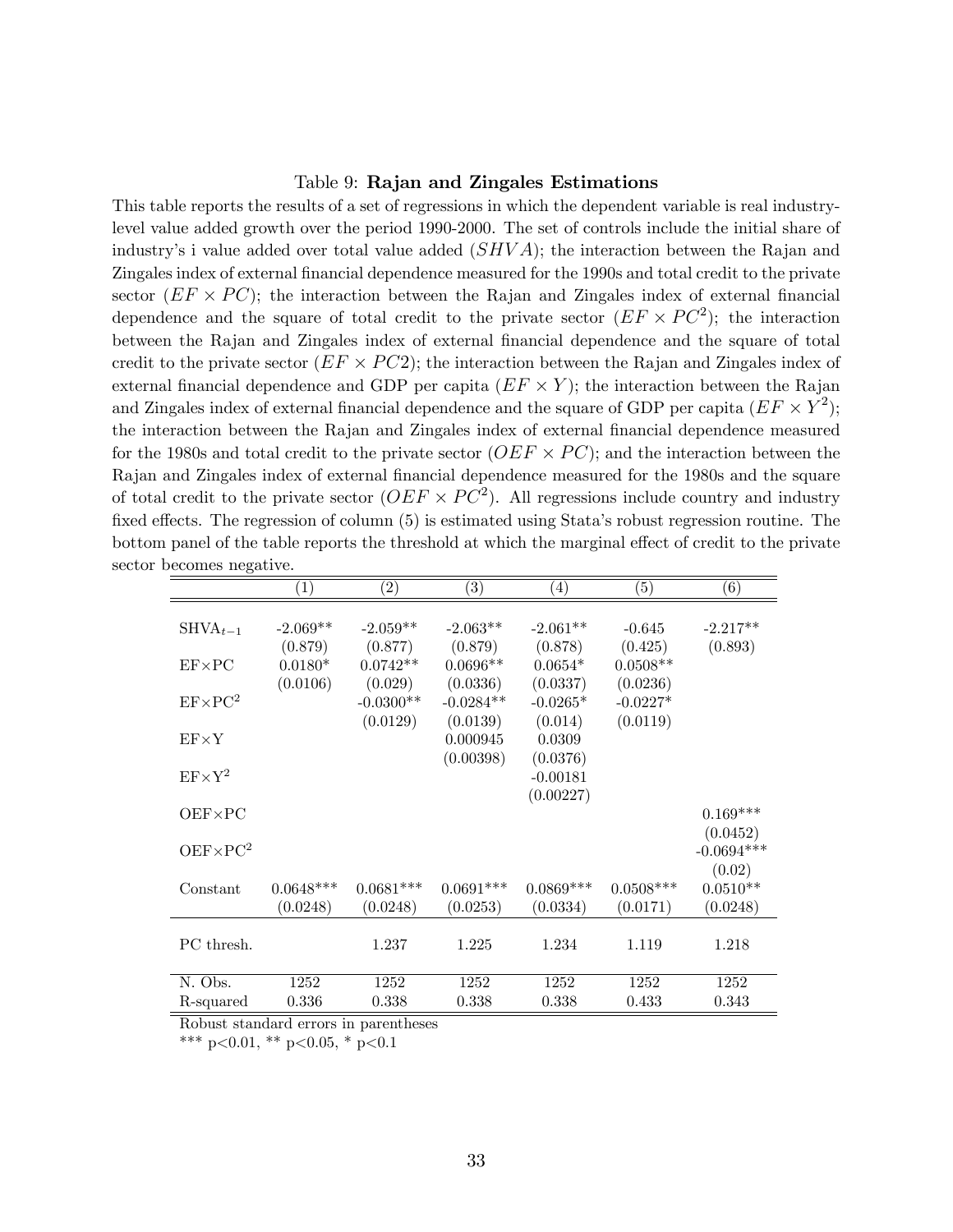Table 9: **Rajan and Zingales Estimations**

This table reports the results of a set of regressions in which the dependent variable is real industry-level value added growth over the period 1990-2000. The set of controls include the initial share of industry's i value added over total value added ($SHVA$); the interaction between the Rajan and Zingales index of external financial dependence measured for the 1990s and total credit to the private sector ($EF \times PC$); the interaction between the Rajan and Zingales index of external financial dependence and the square of total credit to the private sector ($EF \times PC^2$); the interaction between the Rajan and Zingales index of external financial dependence and the square of total credit to the private sector ($EF \times PC2$); the interaction between the Rajan and Zingales index of external financial dependence and GDP per capita ($EF \times Y$); the interaction between the Rajan and Zingales index of external financial dependence and the square of GDP per capita ($EF \times Y^2$); the interaction between the Rajan and Zingales index of external financial dependence measured for the 1980s and total credit to the private sector ($OEF \times PC$); and the interaction between the Rajan and Zingales index of external financial dependence measured for the 1980s and the square of total credit to the private sector ($OEF \times PC^2$). All regressions include country and industry fixed effects. The regression of column (5) is estimated using Stata's robust regression routine. The bottom panel of the table reports the threshold at which the marginal effect of credit to the private sector becomes negative.

| | (1) | (2) | (3) | (4) | (5) | (6) |
|---|---|---|---|---|---|---|
| $SHVA_{t-1}$ | -2.069** | -2.059** | -2.063** | -2.061** | -0.645 | -2.217** |
| | (0.879) | (0.877) | (0.879) | (0.878) | (0.425) | (0.893) |
| EF×PC | 0.0180* | 0.0742** | 0.0696** | 0.0654* | 0.0508** | |
| | (0.0106) | (0.029) | (0.0336) | (0.0337) | (0.0236) | |
| $EF \times PC^2$ | | -0.0300** | -0.0284** | -0.0265* | -0.0227* | |
| | | (0.0129) | (0.0139) | (0.014) | (0.0119) | |
| EF×Y | | | 0.000945 | 0.0309 | | |
| | | | (0.00398) | (0.0376) | | |
| $EF \times Y^2$ | | | | -0.00181 | | |
| | | | | (0.00227) | | |
| OEF×PC | | | | | | 0.169*** |
| | | | | | | (0.0452) |
| $OEF \times PC^2$ | | | | | | -0.0694*** |
| | | | | | | (0.02) |
| Constant | 0.0648*** | 0.0681*** | 0.0691*** | 0.0869*** | 0.0508*** | 0.0510** |
| | (0.0248) | (0.0248) | (0.0253) | (0.0334) | (0.0171) | (0.0248) |
| PC thresh. | | 1.237 | 1.225 | 1.234 | 1.119 | 1.218 |
| N. Obs. | 1252 | 1252 | 1252 | 1252 | 1252 | 1252 |
| R-squared | 0.336 | 0.338 | 0.338 | 0.338 | 0.433 | 0.343 |

Robust standard errors in parentheses

*** p<0.01, ** p<0.05, * p<0.1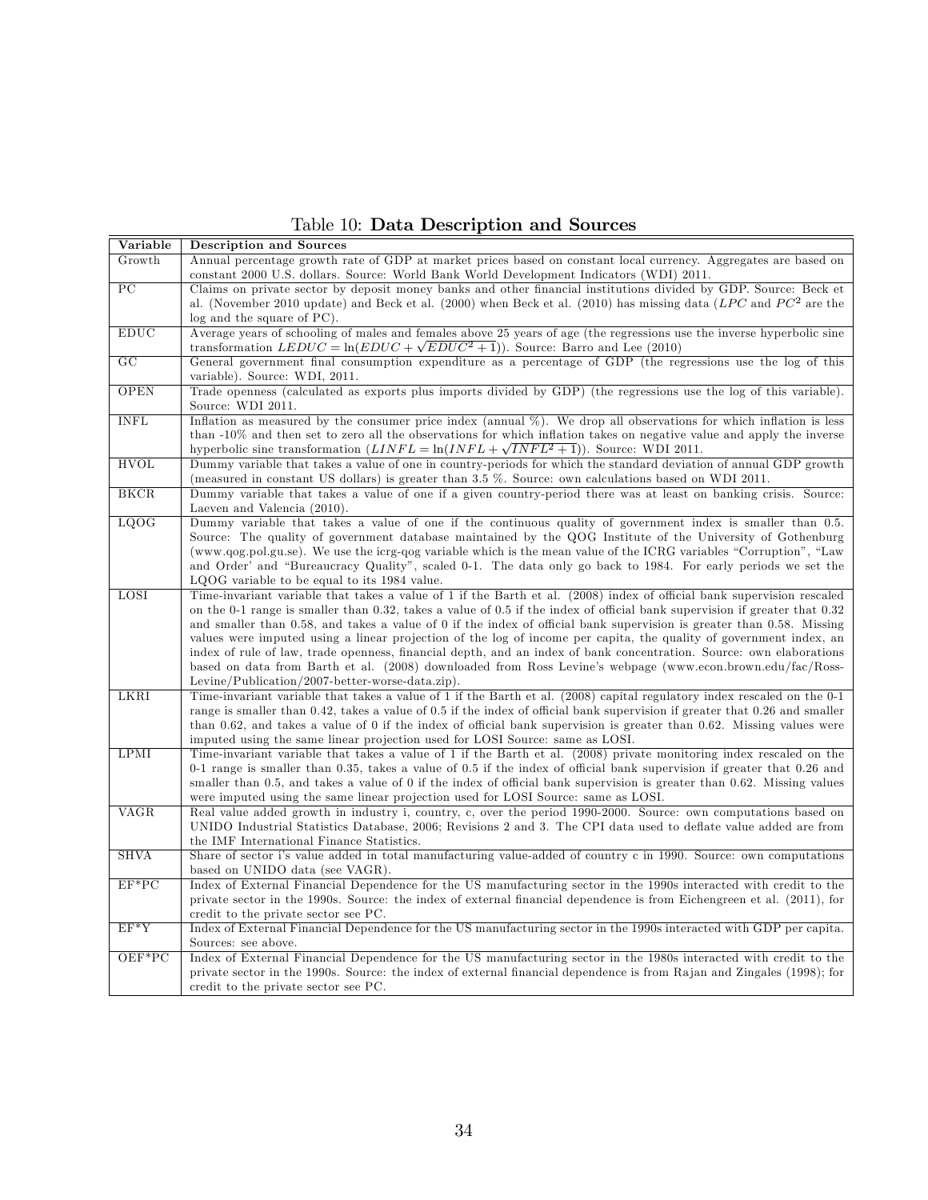Table 10: **Data Description and Sources**

| Variable | Description and Sources |
| --- | --- |
| Growth | Annual percentage growth rate of GDP at market prices based on constant local currency. Aggregates are based on constant 2000 U.S. dollars. Source: World Bank World Development Indicators (WDI) 2011. |
| PC | Claims on private sector by deposit money banks and other financial institutions divided by GDP. Source: Beck et al. (November 2010 update) and Beck et al. (2000) when Beck et al. (2010) has missing data ($LPC$ and $PC^2$ are the log and the square of PC). |
| EDUC | Average years of schooling of males and females above 25 years of age (the regressions use the inverse hyperbolic sine transformation $LEDUC = \ln(EDUC + \sqrt{EDUC^2 + 1})$). Source: Barro and Lee (2010) |
| GC | General government final consumption expenditure as a percentage of GDP (the regressions use the log of this variable). Source: WDI, 2011. |
| OPEN | Trade openness (calculated as exports plus imports divided by GDP) (the regressions use the log of this variable). Source: WDI 2011. |
| INFL | Inflation as measured by the consumer price index (annual %). We drop all observations for which inflation is less than -10% and then set to zero all the observations for which inflation takes on negative value and apply the inverse hyperbolic sine transformation ($LINFL = \ln(INFL + \sqrt{INFL^2 + 1})$). Source: WDI 2011. |
| HVOL | Dummy variable that takes a value of one in country-periods for which the standard deviation of annual GDP growth (measured in constant US dollars) is greater than 3.5 %. Source: own calculations based on WDI 2011. |
| BKCR | Dummy variable that takes a value of one if a given country-period there was at least on banking crisis. Source: Laeven and Valencia (2010). |
| LQOG | Dummy variable that takes a value of one if the continuous quality of government index is smaller than 0.5. Source: The quality of government database maintained by the QOG Institute of the University of Gothenburg (www.qog.pol.gu.se). We use the icrg-qog variable which is the mean value of the ICRG variables "Corruption", "Law and Order' and "Bureaucracy Quality", scaled 0-1. The data only go back to 1984. For early periods we set the LQOG variable to be equal to its 1984 value. |
| LOSI | Time-invariant variable that takes a value of 1 if the Barth et al. (2008) index of official bank supervision rescaled on the 0-1 range is smaller than 0.32, takes a value of 0.5 if the index of official bank supervision if greater that 0.32 and smaller than 0.58, and takes a value of 0 if the index of official bank supervision is greater than 0.58. Missing values were imputed using a linear projection of the log of income per capita, the quality of government index, an index of rule of law, trade openness, financial depth, and an index of bank concentration. Source: own elaborations based on data from Barth et al. (2008) downloaded from Ross Levine's webpage (www.econ.brown.edu/fac/Ross-Levine/Publication/2007-better-worse-data.zip). |
| LKRI | Time-invariant variable that takes a value of 1 if the Barth et al. (2008) capital regulatory index rescaled on the 0-1 range is smaller than 0.42, takes a value of 0.5 if the index of official bank supervision if greater that 0.26 and smaller than 0.62, and takes a value of 0 if the index of official bank supervision is greater than 0.62. Missing values were imputed using the same linear projection used for LOSI Source: same as LOSI. |
| LPMI | Time-invariant variable that takes a value of 1 if the Barth et al. (2008) private monitoring index rescaled on the 0-1 range is smaller than 0.35, takes a value of 0.5 if the index of official bank supervision if greater that 0.26 and smaller than 0.5, and takes a value of 0 if the index of official bank supervision is greater than 0.62. Missing values were imputed using the same linear projection used for LOSI Source: same as LOSI. |
| VAGR | Real value added growth in industry i, country, c, over the period 1990-2000. Source: own computations based on UNIDO Industrial Statistics Database, 2006; Revisions 2 and 3. The CPI data used to deflate value added are from the IMF International Finance Statistics. |
| SHVA | Share of sector i's value added in total manufacturing value-added of country c in 1990. Source: own computations based on UNIDO data (see VAGR). |
| EF*PC | Index of External Financial Dependence for the US manufacturing sector in the 1990s interacted with credit to the private sector in the 1990s. Source: the index of external financial dependence is from Eichengreen et al. (2011), for credit to the private sector see PC. |
| EF*Y | Index of External Financial Dependence for the US manufacturing sector in the 1990s interacted with GDP per capita. Sources: see above. |
| OEF*PC | Index of External Financial Dependence for the US manufacturing sector in the 1980s interacted with credit to the private sector in the 1990s. Source: the index of external financial dependence is from Rajan and Zingales (1998); for credit to the private sector see PC. |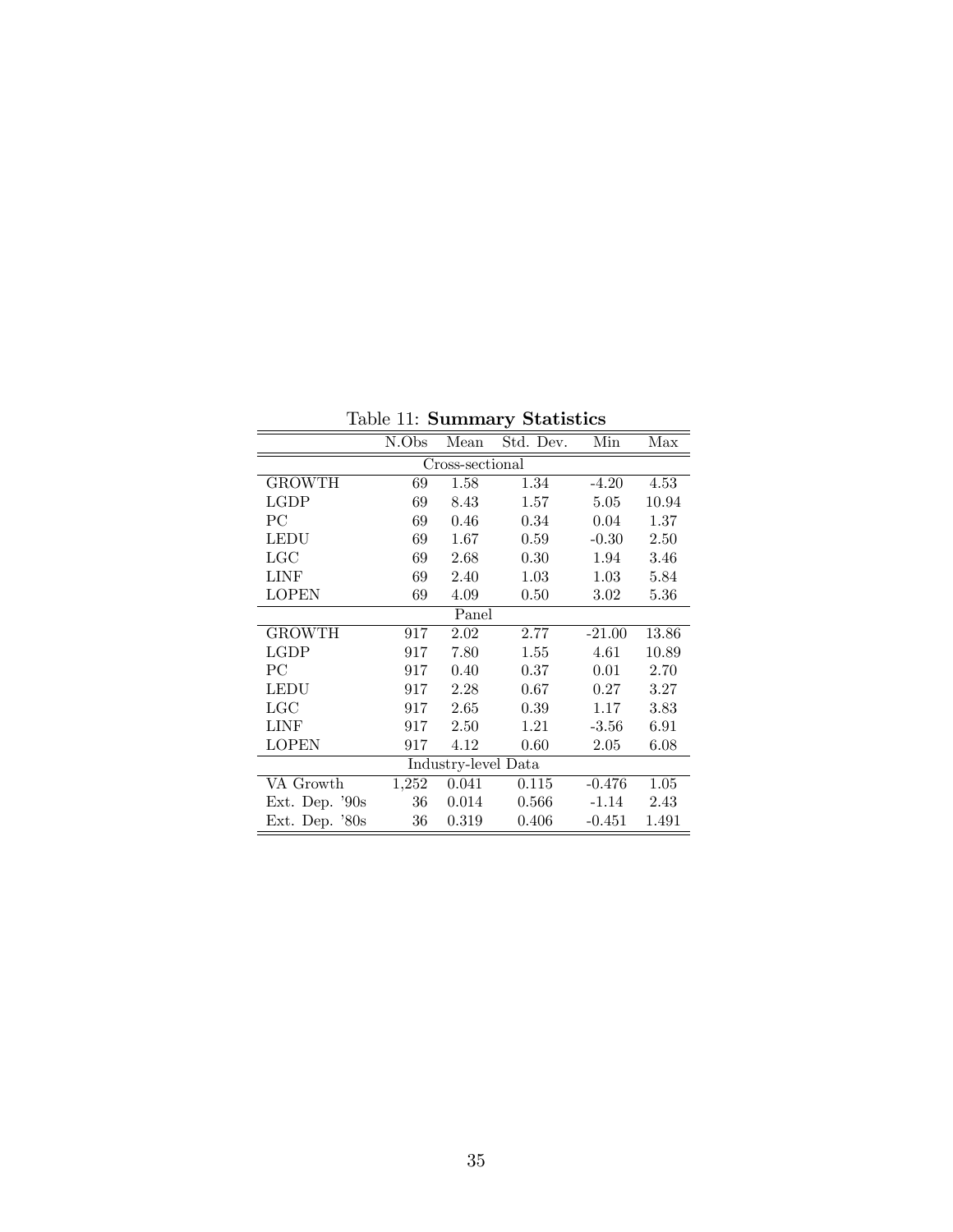Table 11: **Summary Statistics**

| | N.Obs | Mean | Std. Dev. | Min | Max |
|---|---|---|---|---|---|
| Cross-sectional | | | | | |
| GROWTH | 69 | 1.58 | 1.34 | -4.20 | 4.53 |
| LGDP | 69 | 8.43 | 1.57 | 5.05 | 10.94 |
| PC | 69 | 0.46 | 0.34 | 0.04 | 1.37 |
| LEDU | 69 | 1.67 | 0.59 | -0.30 | 2.50 |
| LGC | 69 | 2.68 | 0.30 | 1.94 | 3.46 |
| LINF | 69 | 2.40 | 1.03 | 1.03 | 5.84 |
| LOPEN | 69 | 4.09 | 0.50 | 3.02 | 5.36 |
| Panel | | | | | |
| GROWTH | 917 | 2.02 | 2.77 | -21.00 | 13.86 |
| LGDP | 917 | 7.80 | 1.55 | 4.61 | 10.89 |
| PC | 917 | 0.40 | 0.37 | 0.01 | 2.70 |
| LEDU | 917 | 2.28 | 0.67 | 0.27 | 3.27 |
| LGC | 917 | 2.65 | 0.39 | 1.17 | 3.83 |
| LINF | 917 | 2.50 | 1.21 | -3.56 | 6.91 |
| LOPEN | 917 | 4.12 | 0.60 | 2.05 | 6.08 |
| Industry-level Data | | | | | |
| VA Growth | 1,252 | 0.041 | 0.115 | -0.476 | 1.05 |
| Ext. Dep. '90s | 36 | 0.014 | 0.566 | -1.14 | 2.43 |
| Ext. Dep. '80s | 36 | 0.319 | 0.406 | -0.451 | 1.491 |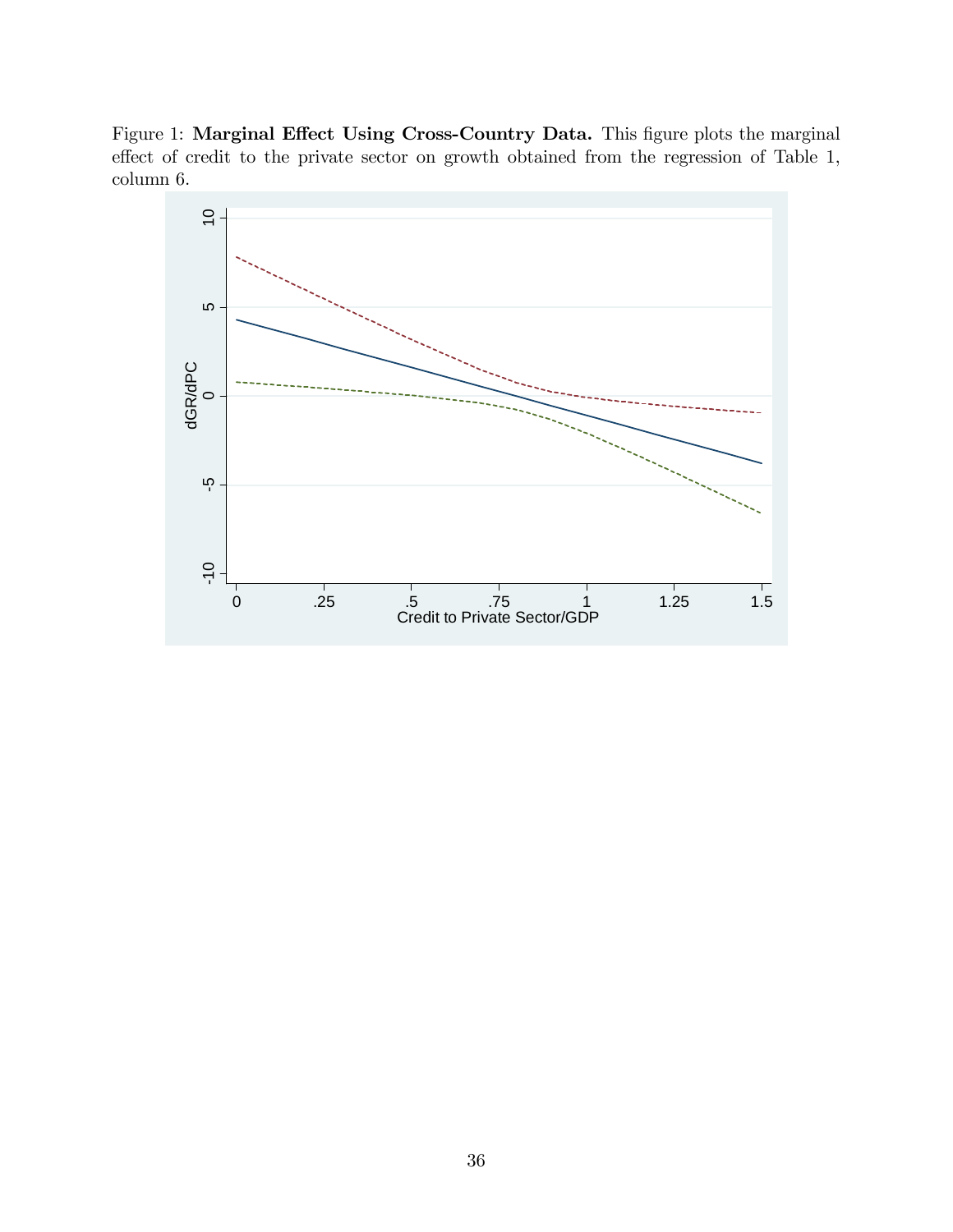Figure 1: **Marginal Effect Using Cross-Country Data.** This figure plots the marginal effect of credit to the private sector on growth obtained from the regression of Table 1, column 6.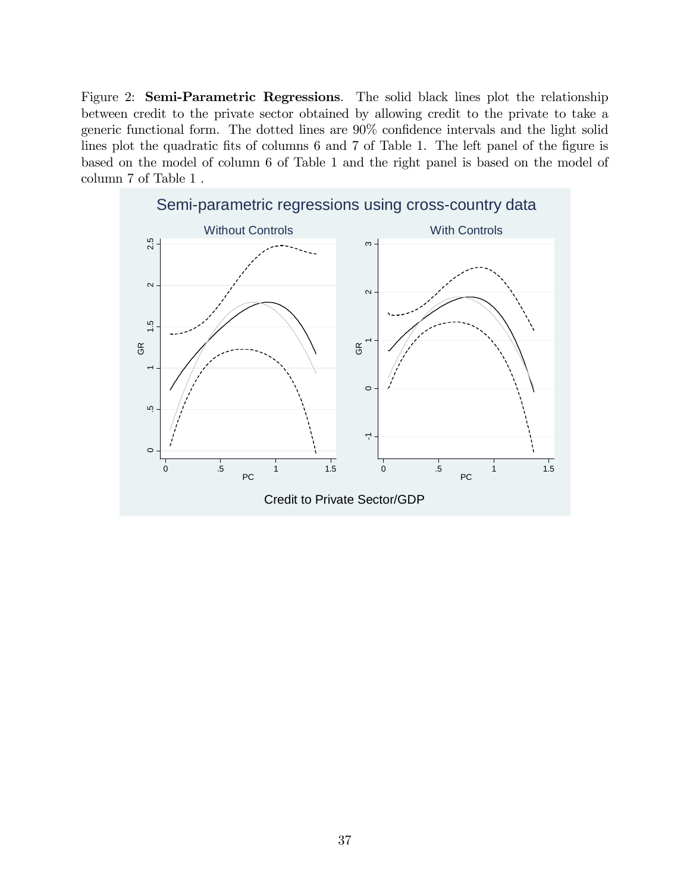Figure 2: **Semi-Parametric Regressions**. The solid black lines plot the relationship between credit to the private sector obtained by allowing credit to the private to take a generic functional form. The dotted lines are 90% confidence intervals and the light solid lines plot the quadratic fits of columns 6 and 7 of Table 1. The left panel of the figure is based on the model of column 6 of Table 1 and the right panel is based on the model of column 7 of Table 1 .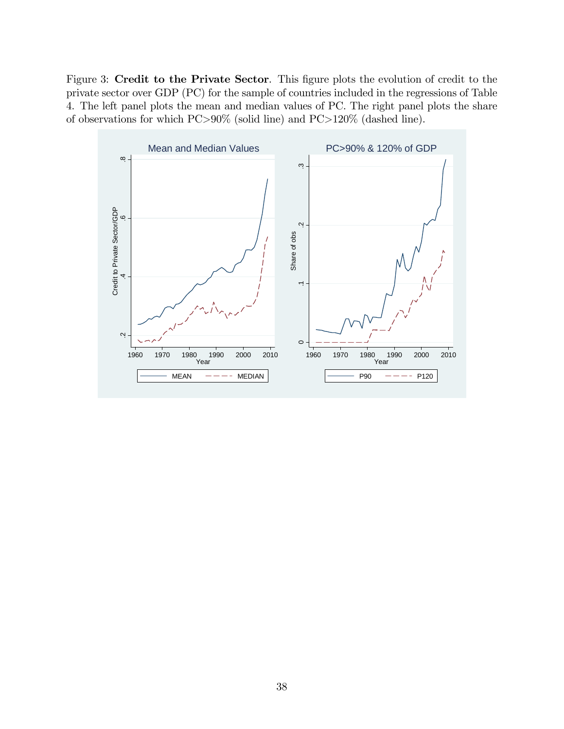Figure 3: **Credit to the Private Sector**. This figure plots the evolution of credit to the private sector over GDP (PC) for the sample of countries included in the regressions of Table 4. The left panel plots the mean and median values of PC. The right panel plots the share of observations for which PC>90% (solid line) and PC>120% (dashed line).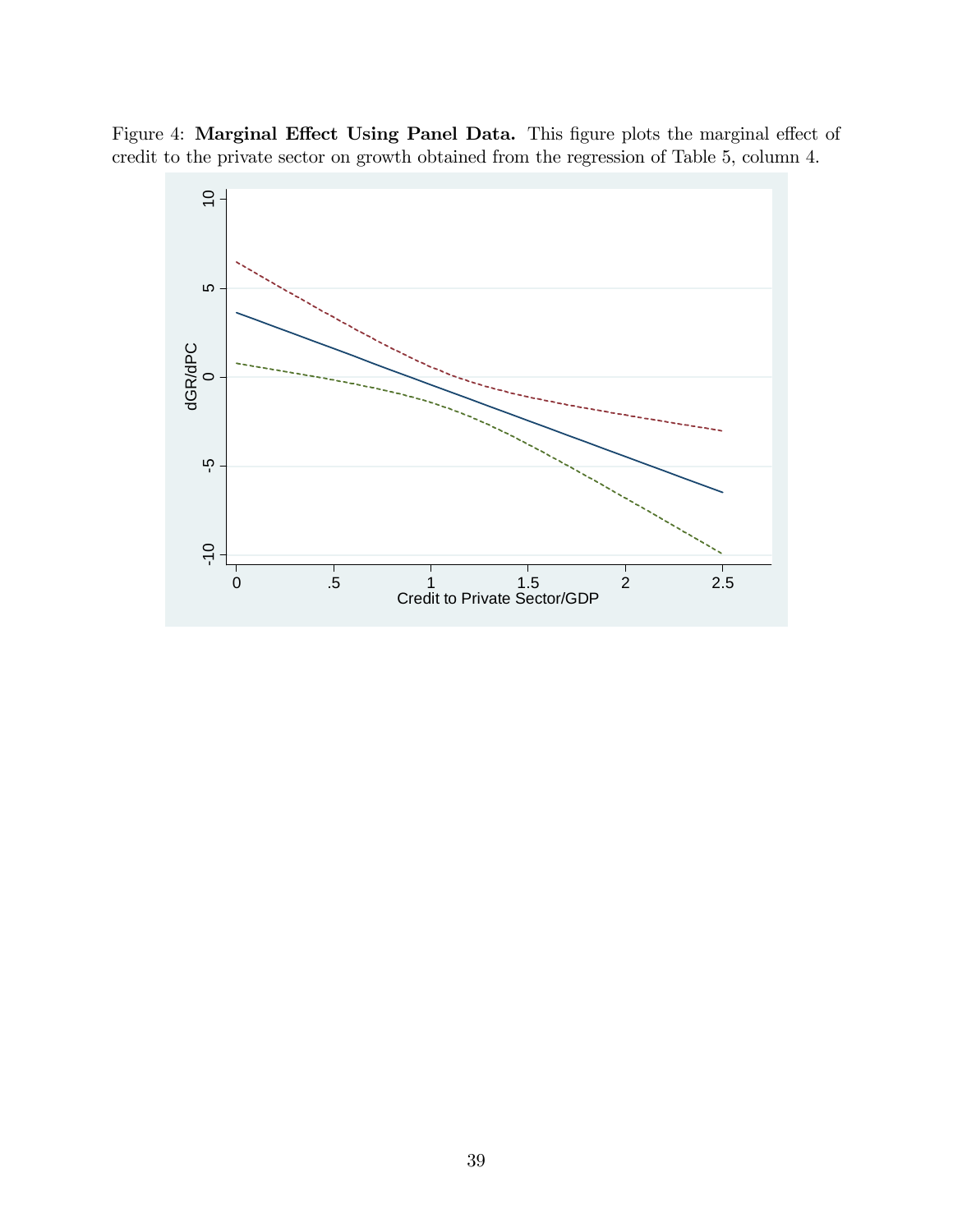Figure 4: **Marginal Effect Using Panel Data.** This figure plots the marginal effect of credit to the private sector on growth obtained from the regression of Table 5, column 4.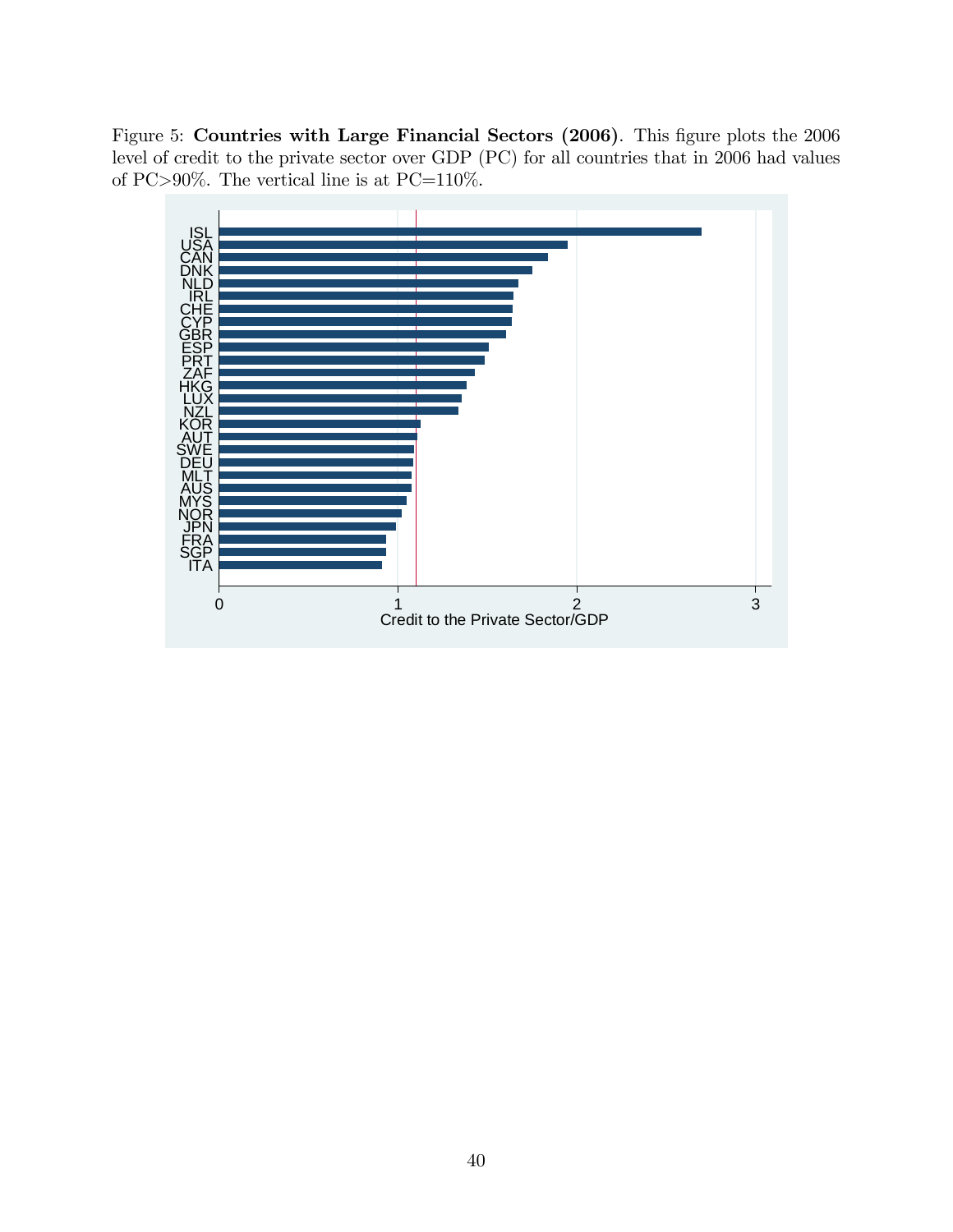Figure 5: **Countries with Large Financial Sectors (2006)**. This figure plots the 2006 level of credit to the private sector over GDP (PC) for all countries that in 2006 had values of PC>90%. The vertical line is at PC=110%.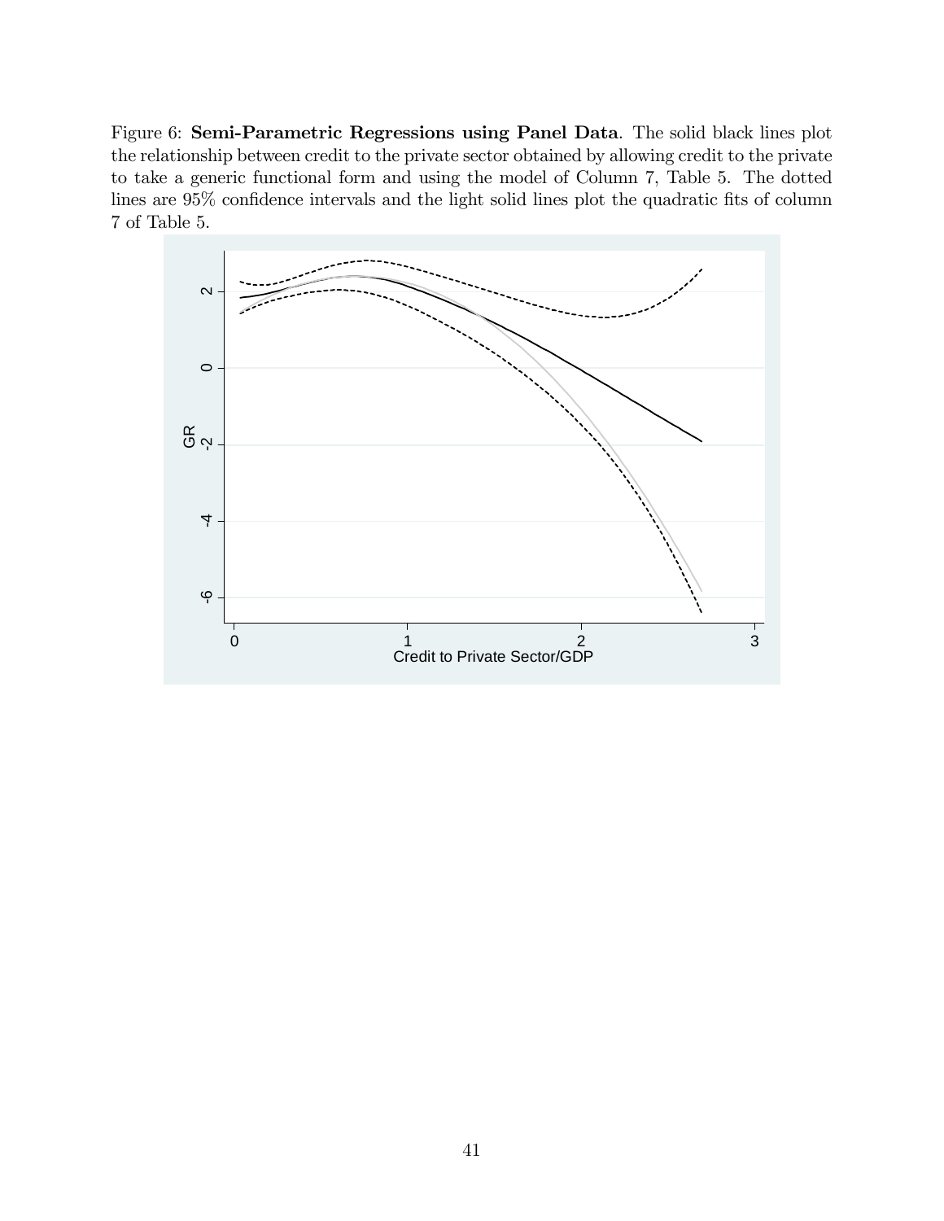Figure 6: **Semi-Parametric Regressions using Panel Data**. The solid black lines plot the relationship between credit to the private sector obtained by allowing credit to the private to take a generic functional form and using the model of Column 7, Table 5. The dotted lines are 95% confidence intervals and the light solid lines plot the quadratic fits of column 7 of Table 5.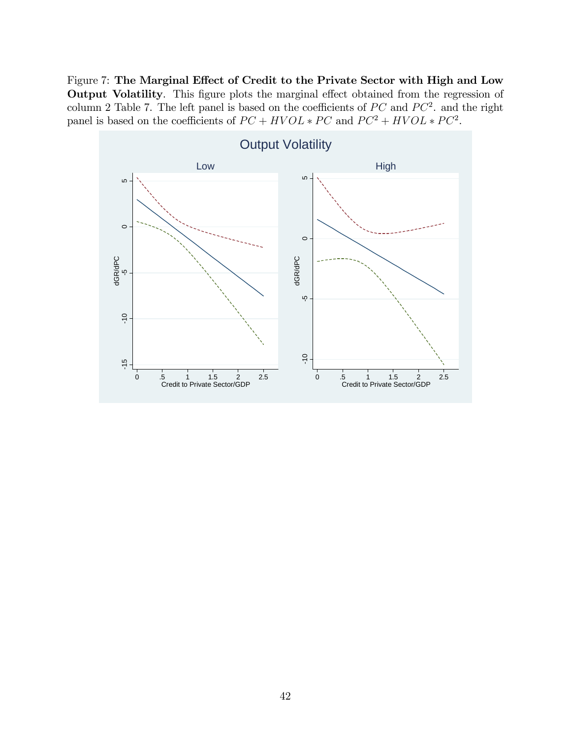Figure 7: **The Marginal Effect of Credit to the Private Sector with High and Low Output Volatility**. This figure plots the marginal effect obtained from the regression of column 2 Table 7. The left panel is based on the coefficients of $PC$ and $PC^2$. and the right panel is based on the coefficients of $PC + HVOL * PC$ and $PC^2 + HVOL * PC^2$.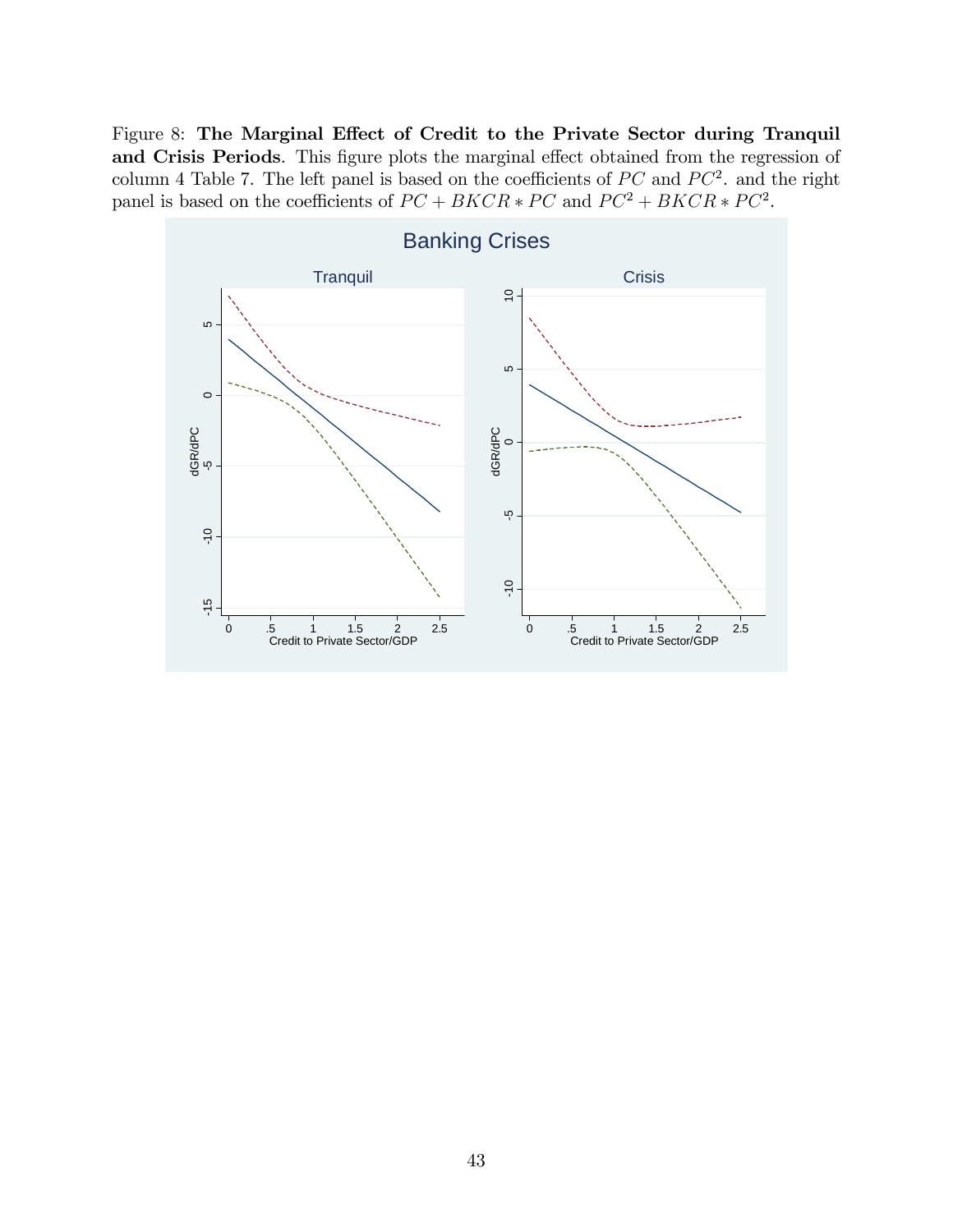Figure 8: **The Marginal Effect of Credit to the Private Sector during Tranquil and Crisis Periods**. This figure plots the marginal effect obtained from the regression of column 4 Table 7. The left panel is based on the coefficients of $PC$ and $PC^2$. and the right panel is based on the coefficients of $PC + BKCR * PC$ and $PC^2 + BKCR * PC^2$.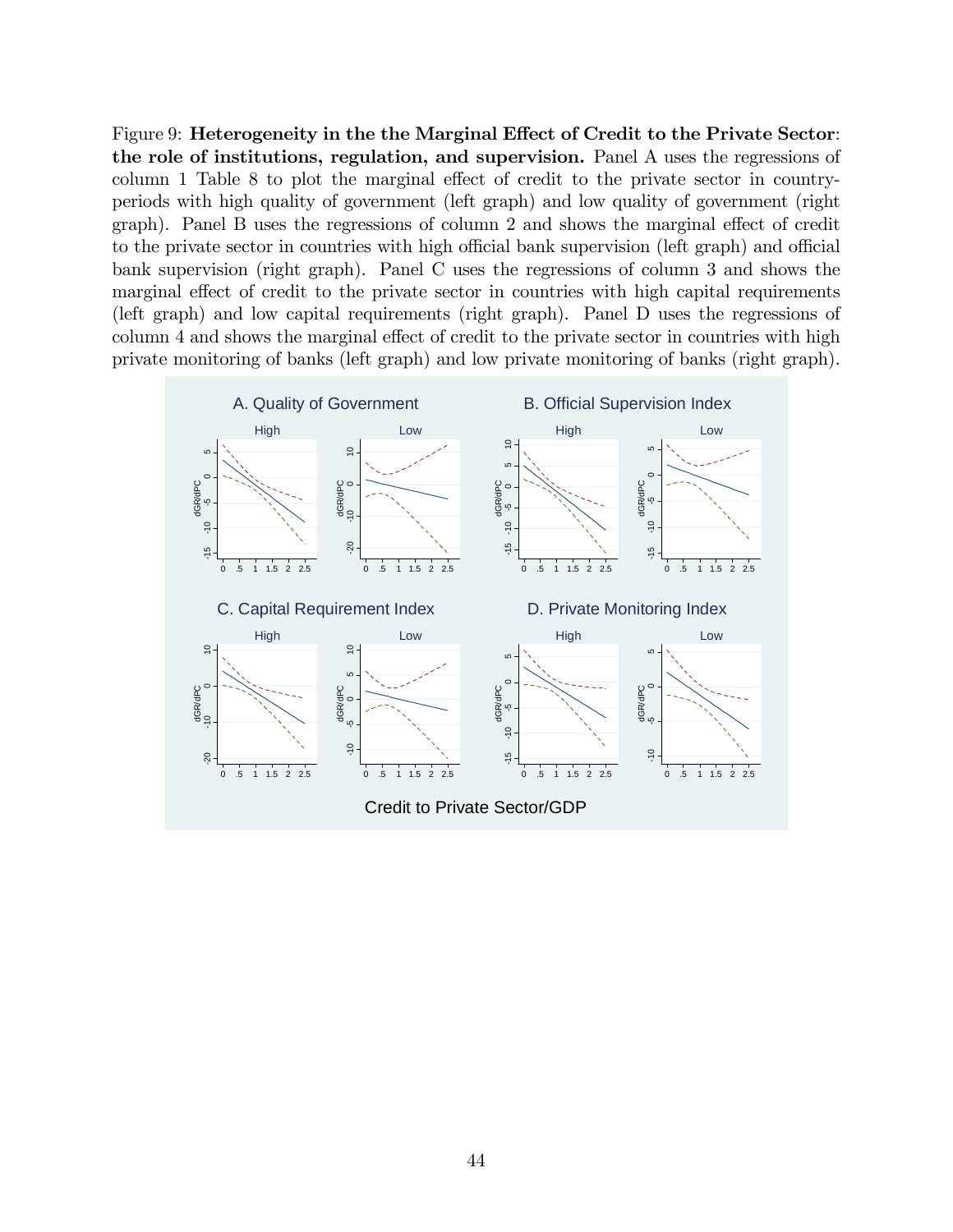Figure 9: **Heterogeneity in the the Marginal Effect of Credit to the Private Sector**: **the role of institutions, regulation, and supervision.** Panel A uses the regressions of column 1 Table 8 to plot the marginal effect of credit to the private sector in country-periods with high quality of government (left graph) and low quality of government (right graph). Panel B uses the regressions of column 2 and shows the marginal effect of credit to the private sector in countries with high official bank supervision (left graph) and official bank supervision (right graph). Panel C uses the regressions of column 3 and shows the marginal effect of credit to the private sector in countries with high capital requirements (left graph) and low capital requirements (right graph). Panel D uses the regressions of column 4 and shows the marginal effect of credit to the private sector in countries with high private monitoring of banks (left graph) and low private monitoring of banks (right graph).

A. Quality of Government

High

Low

B. Official Supervision Index

High

Low

C. Capital Requirement Index

High

Low

D. Private Monitoring Index

High

Low

dGR/dPC

0 .5 1 1.5 2 2.5

Credit to Private Sector/GDP